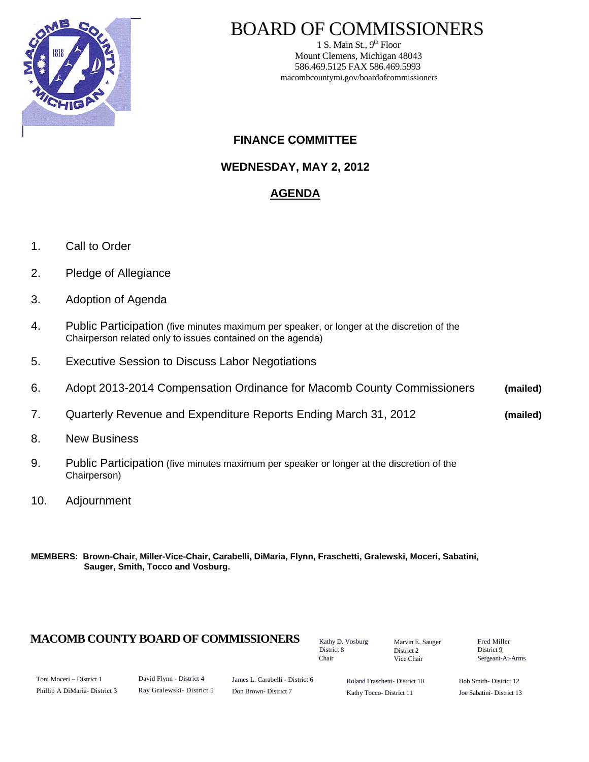# BOARD OF COMMISSIONERS

1 S. Main St., 9th Floor
Mount Clemens, Michigan 48043
586.469.5125 FAX 586.469.5993
macombcountymi.gov/boardofcommissioners

## FINANCE COMMITTEE

## WEDNESDAY, MAY 2, 2012

## AGENDA

1. Call to Order
2. Pledge of Allegiance
3. Adoption of Agenda
4. Public Participation (five minutes maximum per speaker, or longer at the discretion of the Chairperson related only to issues contained on the agenda)
5. Executive Session to Discuss Labor Negotiations
6. Adopt 2013-2014 Compensation Ordinance for Macomb County Commissioners **(mailed)**
7. Quarterly Revenue and Expenditure Reports Ending March 31, 2012 **(mailed)**
8. New Business
9. Public Participation (five minutes maximum per speaker or longer at the discretion of the Chairperson)
10. Adjournment

**MEMBERS: Brown-Chair, Miller-Vice-Chair, Carabelli, DiMaria, Flynn, Fraschetti, Gralewski, Moceri, Sabatini, Sauger, Smith, Tocco and Vosburg.**

**MACOMB COUNTY BOARD OF COMMISSIONERS**

Kathy D. Vosburg, District 8, Chair
Marvin E. Sauger, District 2, Vice Chair
Fred Miller, District 9, Sergeant-At-Arms

Toni Moceri – District 1
Phillip A DiMaria- District 3
David Flynn - District 4
Ray Gralewski- District 5
James L. Carabelli - District 6
Don Brown- District 7
Roland Fraschetti- District 10
Kathy Tocco- District 11
Bob Smith- District 12
Joe Sabatini- District 13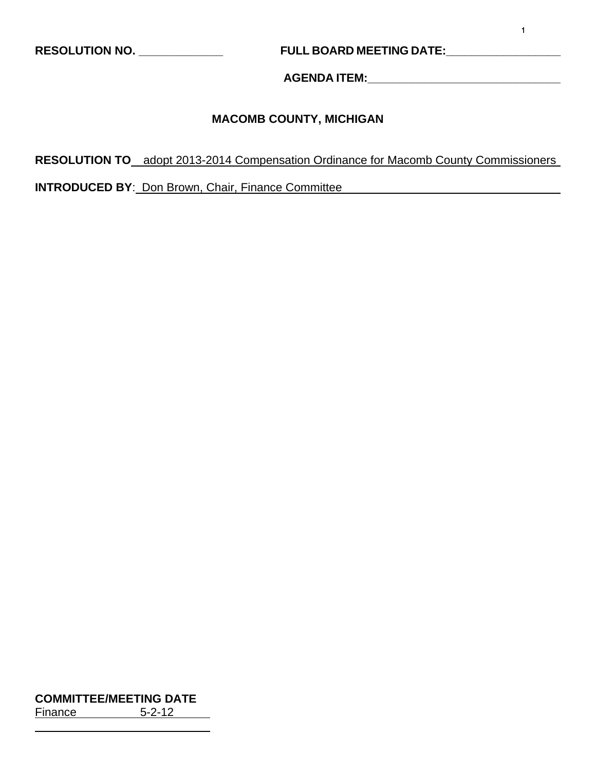**RESOLUTION NO.** _____________ **FULL BOARD MEETING DATE:**_________________

**AGENDA ITEM:**______________________________

**MACOMB COUNTY, MICHIGAN**

**RESOLUTION TO** adopt 2013-2014 Compensation Ordinance for Macomb County Commissioners

**INTRODUCED BY**: Don Brown, Chair, Finance Committee

**COMMITTEE/MEETING DATE**

Finance 5-2-12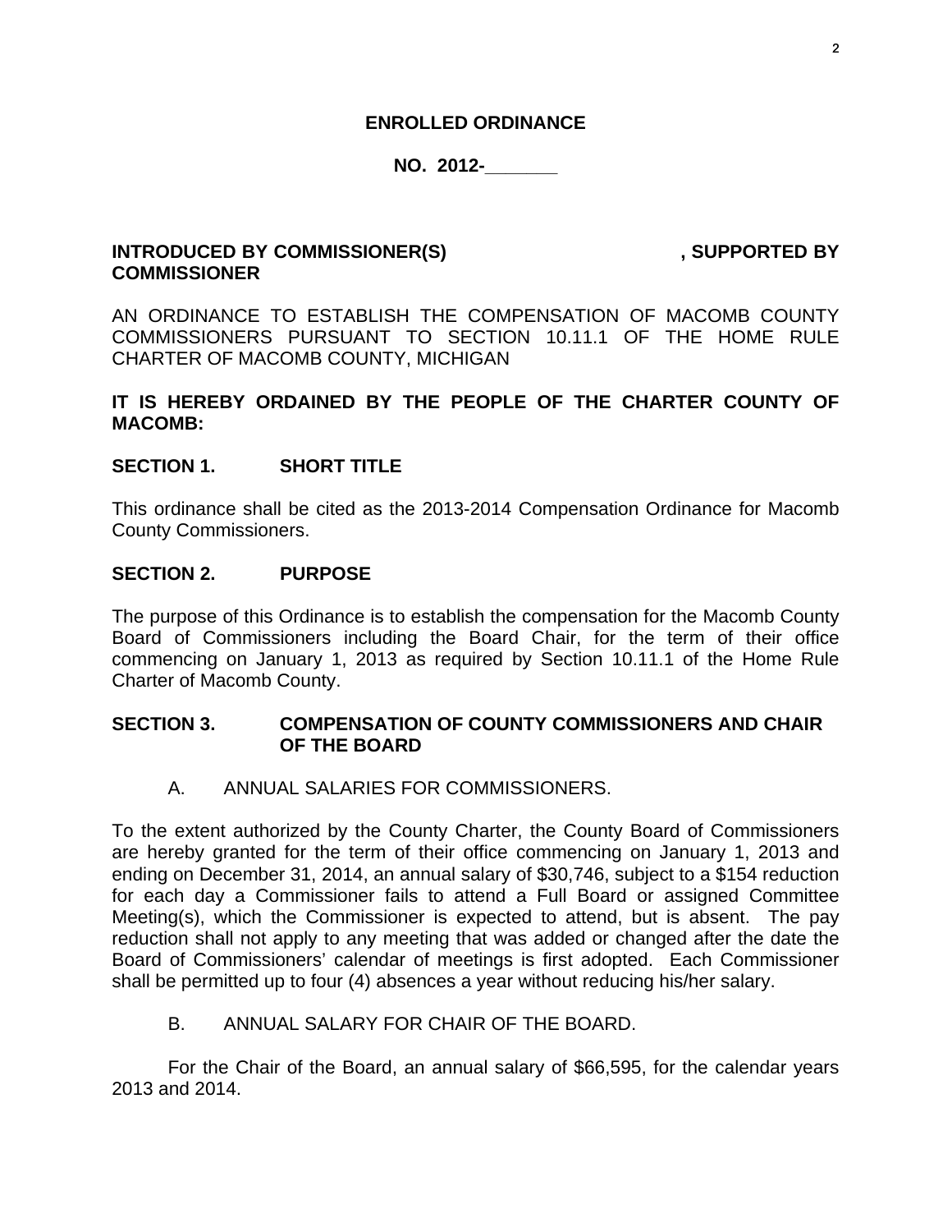**ENROLLED ORDINANCE**

**NO. 2012-_______**

**INTRODUCED BY COMMISSIONER(S) , SUPPORTED BY COMMISSIONER**

AN ORDINANCE TO ESTABLISH THE COMPENSATION OF MACOMB COUNTY COMMISSIONERS PURSUANT TO SECTION 10.11.1 OF THE HOME RULE CHARTER OF MACOMB COUNTY, MICHIGAN

**IT IS HEREBY ORDAINED BY THE PEOPLE OF THE CHARTER COUNTY OF MACOMB:**

**SECTION 1. SHORT TITLE**

This ordinance shall be cited as the 2013-2014 Compensation Ordinance for Macomb County Commissioners.

**SECTION 2. PURPOSE**

The purpose of this Ordinance is to establish the compensation for the Macomb County Board of Commissioners including the Board Chair, for the term of their office commencing on January 1, 2013 as required by Section 10.11.1 of the Home Rule Charter of Macomb County.

**SECTION 3. COMPENSATION OF COUNTY COMMISSIONERS AND CHAIR OF THE BOARD**

A. ANNUAL SALARIES FOR COMMISSIONERS.

To the extent authorized by the County Charter, the County Board of Commissioners are hereby granted for the term of their office commencing on January 1, 2013 and ending on December 31, 2014, an annual salary of $30,746, subject to a $154 reduction for each day a Commissioner fails to attend a Full Board or assigned Committee Meeting(s), which the Commissioner is expected to attend, but is absent. The pay reduction shall not apply to any meeting that was added or changed after the date the Board of Commissioners' calendar of meetings is first adopted. Each Commissioner shall be permitted up to four (4) absences a year without reducing his/her salary.

B. ANNUAL SALARY FOR CHAIR OF THE BOARD.

For the Chair of the Board, an annual salary of $66,595, for the calendar years 2013 and 2014.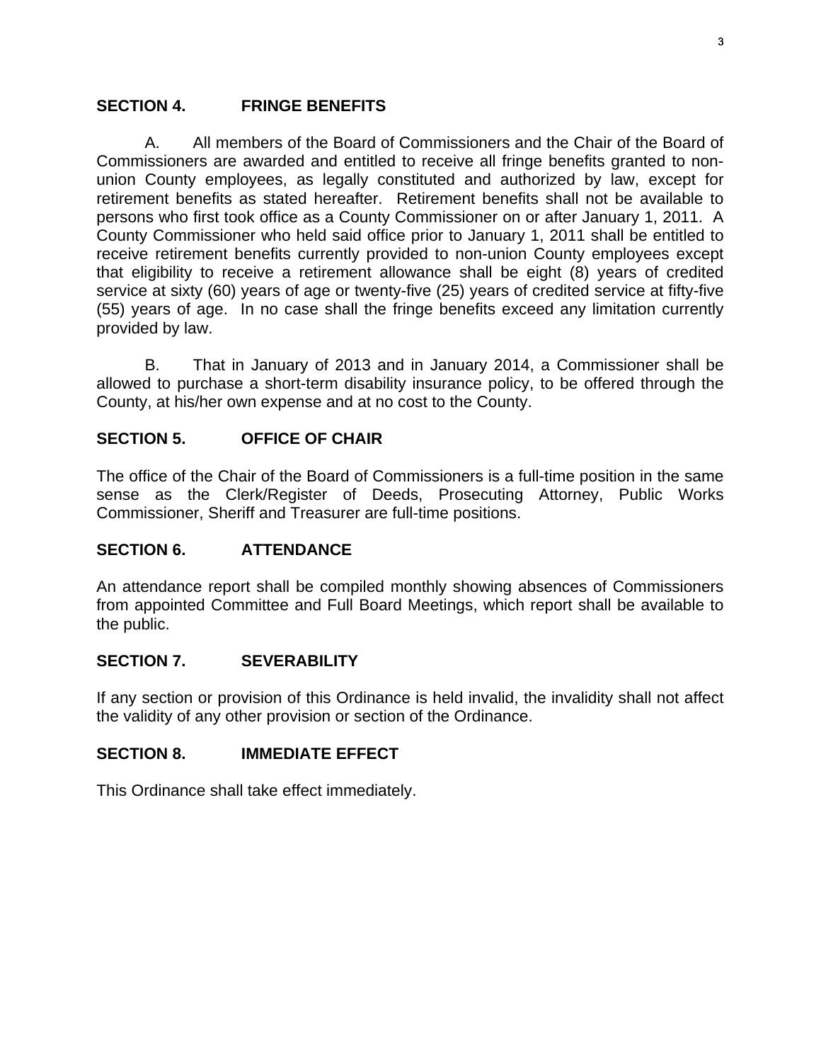## SECTION 4. FRINGE BENEFITS

A. All members of the Board of Commissioners and the Chair of the Board of Commissioners are awarded and entitled to receive all fringe benefits granted to non-union County employees, as legally constituted and authorized by law, except for retirement benefits as stated hereafter. Retirement benefits shall not be available to persons who first took office as a County Commissioner on or after January 1, 2011. A County Commissioner who held said office prior to January 1, 2011 shall be entitled to receive retirement benefits currently provided to non-union County employees except that eligibility to receive a retirement allowance shall be eight (8) years of credited service at sixty (60) years of age or twenty-five (25) years of credited service at fifty-five (55) years of age. In no case shall the fringe benefits exceed any limitation currently provided by law.

B. That in January of 2013 and in January 2014, a Commissioner shall be allowed to purchase a short-term disability insurance policy, to be offered through the County, at his/her own expense and at no cost to the County.

## SECTION 5. OFFICE OF CHAIR

The office of the Chair of the Board of Commissioners is a full-time position in the same sense as the Clerk/Register of Deeds, Prosecuting Attorney, Public Works Commissioner, Sheriff and Treasurer are full-time positions.

## SECTION 6. ATTENDANCE

An attendance report shall be compiled monthly showing absences of Commissioners from appointed Committee and Full Board Meetings, which report shall be available to the public.

## SECTION 7. SEVERABILITY

If any section or provision of this Ordinance is held invalid, the invalidity shall not affect the validity of any other provision or section of the Ordinance.

## SECTION 8. IMMEDIATE EFFECT

This Ordinance shall take effect immediately.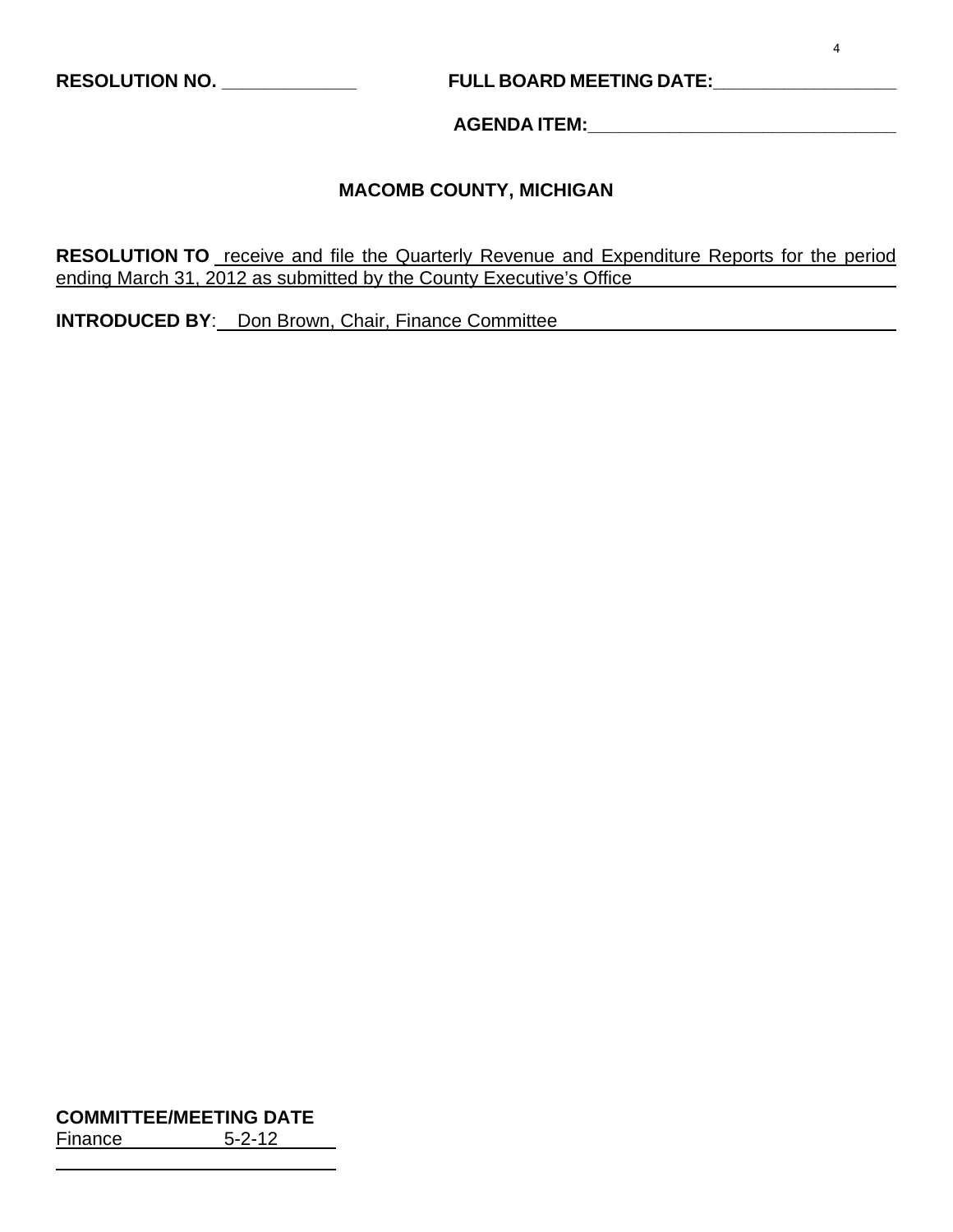**RESOLUTION NO.** _____________ **FULL BOARD MEETING DATE:** ________________

**AGENDA ITEM:** ____________________________

## MACOMB COUNTY, MICHIGAN

**RESOLUTION TO** receive and file the Quarterly Revenue and Expenditure Reports for the period ending March 31, 2012 as submitted by the County Executive's Office

**INTRODUCED BY**: Don Brown, Chair, Finance Committee

**COMMITTEE/MEETING DATE**
Finance 5-2-12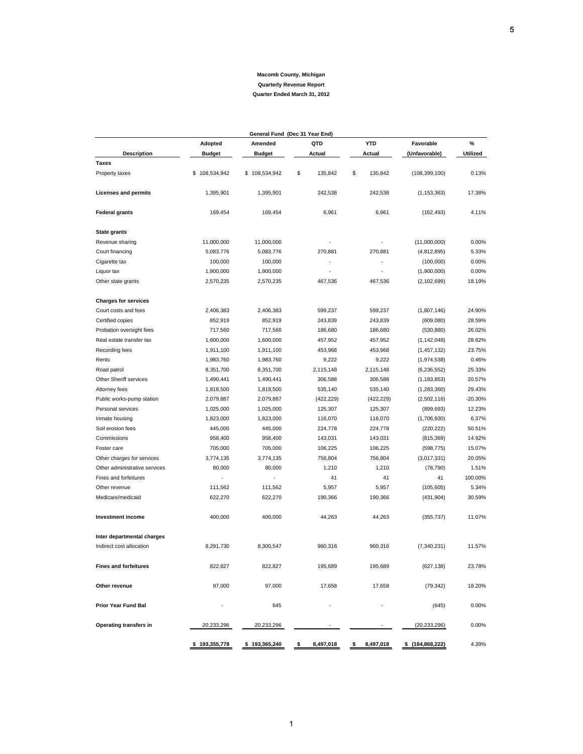**Macomb County, Michigan**

**Quarterly Revenue Report**

**Quarter Ended March 31, 2012**

| General Fund (Dec 31 Year End) | | | | | | |
|---|---|---|---|---|---|---|
| **Description** | **Adopted Budget** | **Amended Budget** | **QTD Actual** | **YTD Actual** | **Favorable (Unfavorable)** | **% Utilized** |
| **Taxes** | | | | | | |
| Property taxes | $ 108,534,942 | $ 108,534,942 | $ 135,842 | $ 135,842 | (108,399,100) | 0.13% |
| **Licenses and permits** | 1,395,901 | 1,395,901 | 242,538 | 242,538 | (1,153,363) | 17.38% |
| **Federal grants** | 169,454 | 169,454 | 6,961 | 6,961 | (162,493) | 4.11% |
| **State grants** | | | | | | |
| Revenue sharing | 11,000,000 | 11,000,000 | - | - | (11,000,000) | 0.00% |
| Court financing | 5,083,776 | 5,083,776 | 270,881 | 270,881 | (4,812,895) | 5.33% |
| Cigarette tax | 100,000 | 100,000 | - | - | (100,000) | 0.00% |
| Liquor tax | 1,900,000 | 1,900,000 | - | - | (1,900,000) | 0.00% |
| Other state grants | 2,570,235 | 2,570,235 | 467,536 | 467,536 | (2,102,699) | 18.19% |
| **Charges for services** | | | | | | |
| Court costs and fees | 2,406,383 | 2,406,383 | 599,237 | 599,237 | (1,807,146) | 24.90% |
| Certified copies | 852,919 | 852,919 | 243,839 | 243,839 | (609,080) | 28.59% |
| Probation oversight fees | 717,560 | 717,560 | 186,680 | 186,680 | (530,880) | 26.02% |
| Real estate transfer tax | 1,600,000 | 1,600,000 | 457,952 | 457,952 | (1,142,048) | 28.62% |
| Recording fees | 1,911,100 | 1,911,100 | 453,968 | 453,968 | (1,457,132) | 23.75% |
| Rents | 1,983,760 | 1,983,760 | 9,222 | 9,222 | (1,974,538) | 0.46% |
| Road patrol | 8,351,700 | 8,351,700 | 2,115,148 | 2,115,148 | (6,236,552) | 25.33% |
| Other Sheriff services | 1,490,441 | 1,490,441 | 306,588 | 306,588 | (1,183,853) | 20.57% |
| Attorney fees | 1,818,500 | 1,818,500 | 535,140 | 535,140 | (1,283,360) | 29.43% |
| Public works-pump station | 2,079,887 | 2,079,887 | (422,229) | (422,229) | (2,502,116) | -20.30% |
| Personal services | 1,025,000 | 1,025,000 | 125,307 | 125,307 | (899,693) | 12.23% |
| Inmate housing | 1,823,000 | 1,823,000 | 116,070 | 116,070 | (1,706,930) | 6.37% |
| Soil erosion fees | 445,000 | 445,000 | 224,778 | 224,778 | (220,222) | 50.51% |
| Commissions | 958,400 | 958,400 | 143,031 | 143,031 | (815,369) | 14.92% |
| Foster care | 705,000 | 705,000 | 106,225 | 106,225 | (598,775) | 15.07% |
| Other charges for services | 3,774,135 | 3,774,135 | 756,804 | 756,804 | (3,017,331) | 20.05% |
| Other administrative services | 80,000 | 80,000 | 1,210 | 1,210 | (78,790) | 1.51% |
| Fines and forfeitures | - | - | 41 | 41 | 41 | 100.00% |
| Other revenue | 111,562 | 111,562 | 5,957 | 5,957 | (105,605) | 5.34% |
| Medicare/medicaid | 622,270 | 622,270 | 190,366 | 190,366 | (431,904) | 30.59% |
| **Investment income** | 400,000 | 400,000 | 44,263 | 44,263 | (355,737) | 11.07% |
| **Inter departmental charges** | | | | | | |
| Indirect cost allocation | 8,291,730 | 8,300,547 | 960,316 | 960,316 | (7,340,231) | 11.57% |
| **Fines and forfeitures** | 822,827 | 822,827 | 195,689 | 195,689 | (627,138) | 23.78% |
| **Other revenue** | 97,000 | 97,000 | 17,658 | 17,658 | (79,342) | 18.20% |
| **Prior Year Fund Bal** | - | 645 | - | - | (645) | 0.00% |
| **Operating transfers in** | 20,233,296 | 20,233,296 | - | - | (20,233,296) | 0.00% |
| | $ 193,355,778 | $ 193,365,240 | $ 8,497,018 | $ 8,497,018 | $ (184,868,222) | 4.39% |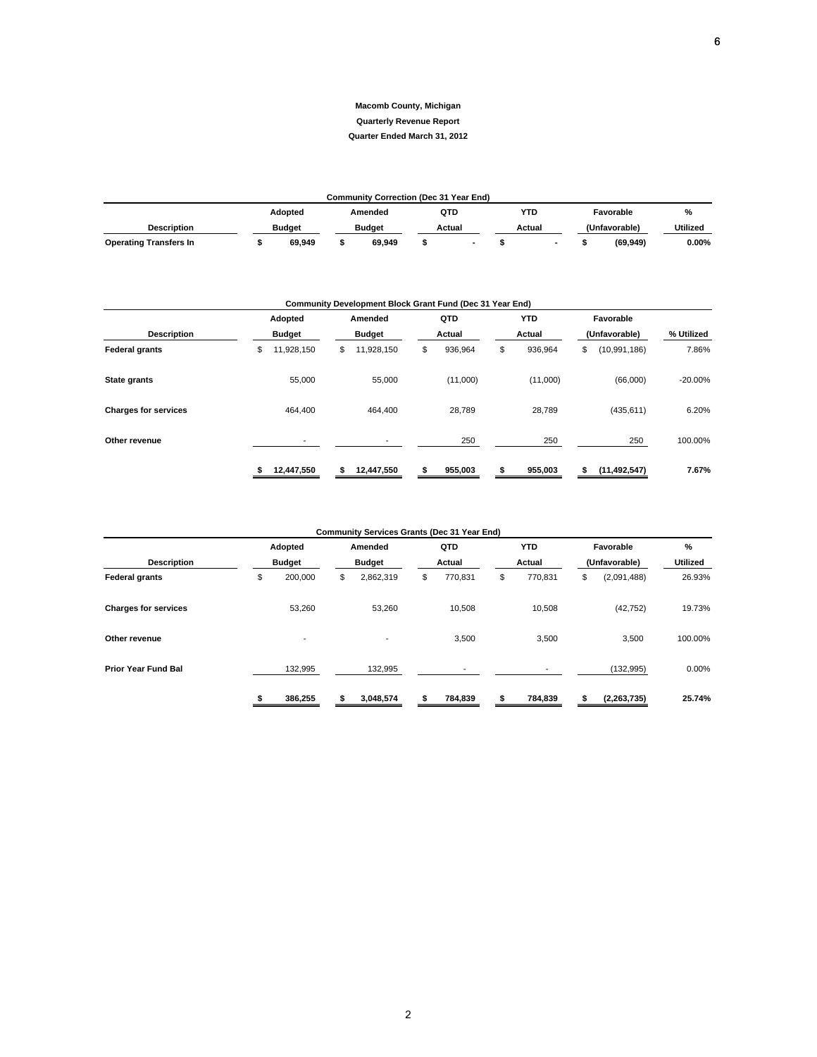**Macomb County, Michigan**

**Quarterly Revenue Report**

**Quarter Ended March 31, 2012**

**Community Correction (Dec 31 Year End)**

| Description | Adopted Budget | Amended Budget | QTD Actual | YTD Actual | Favorable (Unfavorable) | % Utilized |
|---|---|---|---|---|---|---|
| **Operating Transfers In** | **$ 69,949** | **$ 69,949** | **$ -** | **$ -** | **$ (69,949)** | **0.00%** |

**Community Development Block Grant Fund (Dec 31 Year End)**

| Description | Adopted Budget | Amended Budget | QTD Actual | YTD Actual | Favorable (Unfavorable) | % Utilized |
|---|---|---|---|---|---|---|
| **Federal grants** | $ 11,928,150 | $ 11,928,150 | $ 936,964 | $ 936,964 | $ (10,991,186) | 7.86% |
| **State grants** | 55,000 | 55,000 | (11,000) | (11,000) | (66,000) | -20.00% |
| **Charges for services** | 464,400 | 464,400 | 28,789 | 28,789 | (435,611) | 6.20% |
| **Other revenue** | - | - | 250 | 250 | 250 | 100.00% |
| | **$ 12,447,550** | **$ 12,447,550** | **$ 955,003** | **$ 955,003** | **$ (11,492,547)** | **7.67%** |

**Community Services Grants (Dec 31 Year End)**

| Description | Adopted Budget | Amended Budget | QTD Actual | YTD Actual | Favorable (Unfavorable) | % Utilized |
|---|---|---|---|---|---|---|
| **Federal grants** | $ 200,000 | $ 2,862,319 | $ 770,831 | $ 770,831 | $ (2,091,488) | 26.93% |
| **Charges for services** | 53,260 | 53,260 | 10,508 | 10,508 | (42,752) | 19.73% |
| **Other revenue** | - | - | 3,500 | 3,500 | 3,500 | 100.00% |
| **Prior Year Fund Bal** | 132,995 | 132,995 | - | - | (132,995) | 0.00% |
| | **$ 386,255** | **$ 3,048,574** | **$ 784,839** | **$ 784,839** | **$ (2,263,735)** | **25.74%** |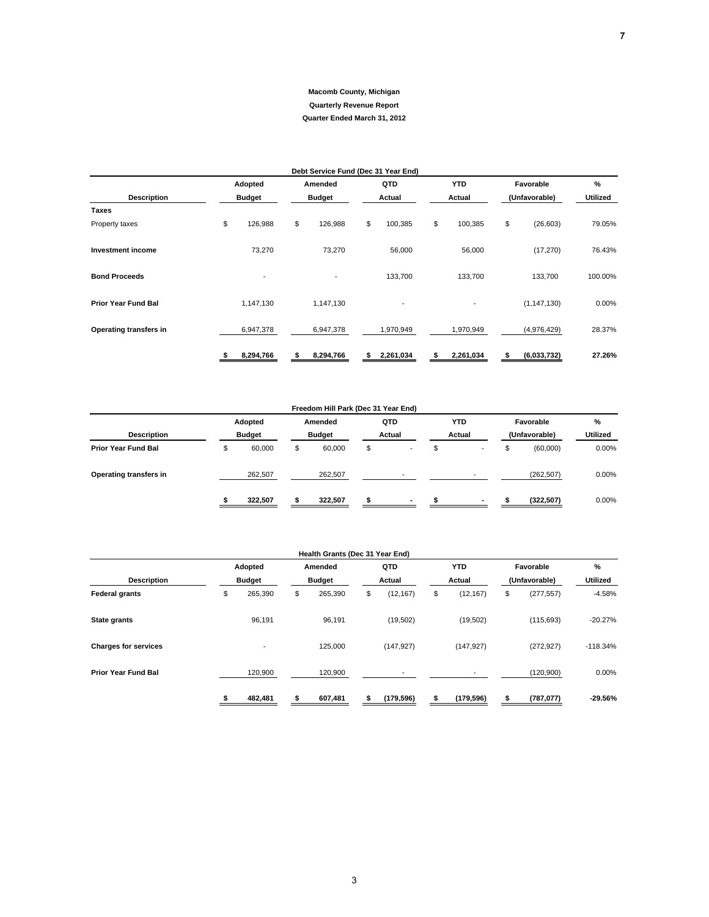**Macomb County, Michigan**

**Quarterly Revenue Report**

**Quarter Ended March 31, 2012**

| Debt Service Fund (Dec 31 Year End) | | | | | | |
|---|---|---|---|---|---|---|
| **Description** | **Adopted Budget** | **Amended Budget** | **QTD Actual** | **YTD Actual** | **Favorable (Unfavorable)** | **% Utilized** |
| **Taxes** | | | | | | |
| Property taxes | $ 126,988 | $ 126,988 | $ 100,385 | $ 100,385 | $ (26,603) | 79.05% |
| **Investment income** | 73,270 | 73,270 | 56,000 | 56,000 | (17,270) | 76.43% |
| **Bond Proceeds** | - | - | 133,700 | 133,700 | 133,700 | 100.00% |
| **Prior Year Fund Bal** | 1,147,130 | 1,147,130 | - | - | (1,147,130) | 0.00% |
| **Operating transfers in** | 6,947,378 | 6,947,378 | 1,970,949 | 1,970,949 | (4,976,429) | 28.37% |
| | **$ 8,294,766** | **$ 8,294,766** | **$ 2,261,034** | **$ 2,261,034** | **$ (6,033,732)** | **27.26%** |

| Freedom Hill Park (Dec 31 Year End) | | | | | | |
|---|---|---|---|---|---|---|
| **Description** | **Adopted Budget** | **Amended Budget** | **QTD Actual** | **YTD Actual** | **Favorable (Unfavorable)** | **% Utilized** |
| **Prior Year Fund Bal** | $ 60,000 | $ 60,000 | $ - | $ - | $ (60,000) | 0.00% |
| **Operating transfers in** | 262,507 | 262,507 | - | - | (262,507) | 0.00% |
| | **$ 322,507** | **$ 322,507** | **$ -** | **$ -** | **$ (322,507)** | 0.00% |

| Health Grants (Dec 31 Year End) | | | | | | |
|---|---|---|---|---|---|---|
| **Description** | **Adopted Budget** | **Amended Budget** | **QTD Actual** | **YTD Actual** | **Favorable (Unfavorable)** | **% Utilized** |
| **Federal grants** | $ 265,390 | $ 265,390 | $ (12,167) | $ (12,167) | $ (277,557) | -4.58% |
| **State grants** | 96,191 | 96,191 | (19,502) | (19,502) | (115,693) | -20.27% |
| **Charges for services** | - | 125,000 | (147,927) | (147,927) | (272,927) | -118.34% |
| **Prior Year Fund Bal** | 120,900 | 120,900 | - | - | (120,900) | 0.00% |
| | **$ 482,481** | **$ 607,481** | **$ (179,596)** | **$ (179,596)** | **$ (787,077)** | **-29.56%** |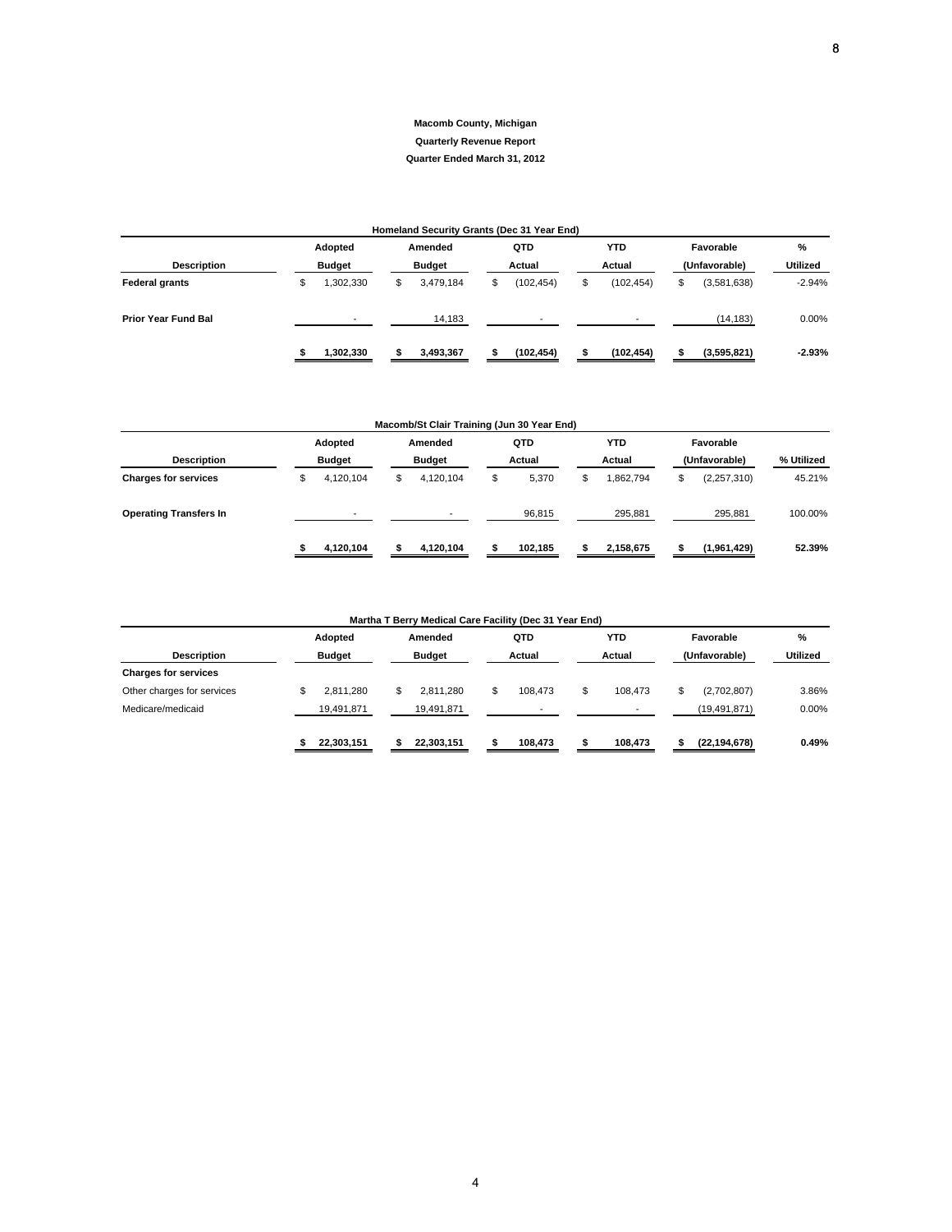**Macomb County, Michigan**

**Quarterly Revenue Report**

**Quarter Ended March 31, 2012**

| Homeland Security Grants (Dec 31 Year End) | | | | | | |
|---|---|---|---|---|---|---|
| **Description** | **Adopted Budget** | **Amended Budget** | **QTD Actual** | **YTD Actual** | **Favorable (Unfavorable)** | **% Utilized** |
| **Federal grants** | $ 1,302,330 | $ 3,479,184 | $ (102,454) | $ (102,454) | $ (3,581,638) | -2.94% |
| **Prior Year Fund Bal** | - | 14,183 | - | - | (14,183) | 0.00% |
| | **$ 1,302,330** | **$ 3,493,367** | **$ (102,454)** | **$ (102,454)** | **$ (3,595,821)** | **-2.93%** |

| Macomb/St Clair Training (Jun 30 Year End) | | | | | | |
|---|---|---|---|---|---|---|
| **Description** | **Adopted Budget** | **Amended Budget** | **QTD Actual** | **YTD Actual** | **Favorable (Unfavorable)** | **% Utilized** |
| **Charges for services** | $ 4,120,104 | $ 4,120,104 | $ 5,370 | $ 1,862,794 | $ (2,257,310) | 45.21% |
| **Operating Transfers In** | - | - | 96,815 | 295,881 | 295,881 | 100.00% |
| | **$ 4,120,104** | **$ 4,120,104** | **$ 102,185** | **$ 2,158,675** | **$ (1,961,429)** | **52.39%** |

| Martha T Berry Medical Care Facility (Dec 31 Year End) | | | | | | |
|---|---|---|---|---|---|---|
| **Description** | **Adopted Budget** | **Amended Budget** | **QTD Actual** | **YTD Actual** | **Favorable (Unfavorable)** | **% Utilized** |
| **Charges for services** | | | | | | |
| Other charges for services | $ 2,811,280 | $ 2,811,280 | $ 108,473 | $ 108,473 | $ (2,702,807) | 3.86% |
| Medicare/medicaid | 19,491,871 | 19,491,871 | - | - | (19,491,871) | 0.00% |
| | **$ 22,303,151** | **$ 22,303,151** | **$ 108,473** | **$ 108,473** | **$ (22,194,678)** | **0.49%** |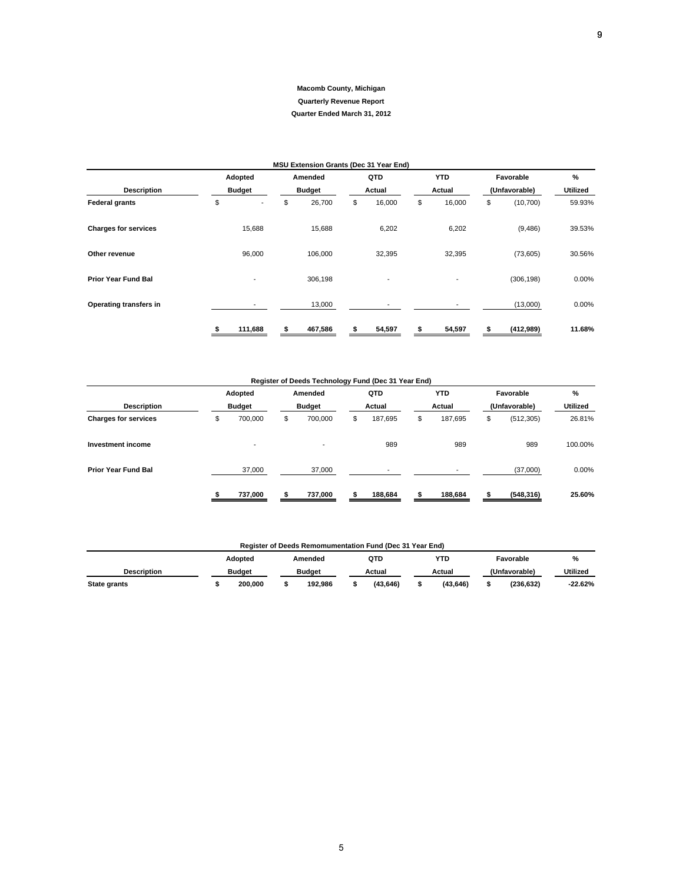**Macomb County, Michigan**

**Quarterly Revenue Report**

**Quarter Ended March 31, 2012**

| MSU Extension Grants (Dec 31 Year End) | | | | | | |
|---|---|---|---|---|---|---|
| **Description** | **Adopted Budget** | **Amended Budget** | **QTD Actual** | **YTD Actual** | **Favorable (Unfavorable)** | **% Utilized** |
| **Federal grants** | $ - | $ 26,700 | $ 16,000 | $ 16,000 | $ (10,700) | 59.93% |
| **Charges for services** | 15,688 | 15,688 | 6,202 | 6,202 | (9,486) | 39.53% |
| **Other revenue** | 96,000 | 106,000 | 32,395 | 32,395 | (73,605) | 30.56% |
| **Prior Year Fund Bal** | - | 306,198 | - | - | (306,198) | 0.00% |
| **Operating transfers in** | - | 13,000 | - | - | (13,000) | 0.00% |
| | **$ 111,688** | **$ 467,586** | **$ 54,597** | **$ 54,597** | **$ (412,989)** | **11.68%** |

| Register of Deeds Technology Fund (Dec 31 Year End) | | | | | | |
|---|---|---|---|---|---|---|
| **Description** | **Adopted Budget** | **Amended Budget** | **QTD Actual** | **YTD Actual** | **Favorable (Unfavorable)** | **% Utilized** |
| **Charges for services** | $ 700,000 | $ 700,000 | $ 187,695 | $ 187,695 | $ (512,305) | 26.81% |
| **Investment income** | - | - | 989 | 989 | 989 | 100.00% |
| **Prior Year Fund Bal** | 37,000 | 37,000 | - | - | (37,000) | 0.00% |
| | **$ 737,000** | **$ 737,000** | **$ 188,684** | **$ 188,684** | **$ (548,316)** | **25.60%** |

| Register of Deeds Remomumentation Fund (Dec 31 Year End) | | | | | | |
|---|---|---|---|---|---|---|
| **Description** | **Adopted Budget** | **Amended Budget** | **QTD Actual** | **YTD Actual** | **Favorable (Unfavorable)** | **% Utilized** |
| **State grants** | **$ 200,000** | **$ 192,986** | **$ (43,646)** | **$ (43,646)** | **$ (236,632)** | **-22.62%** |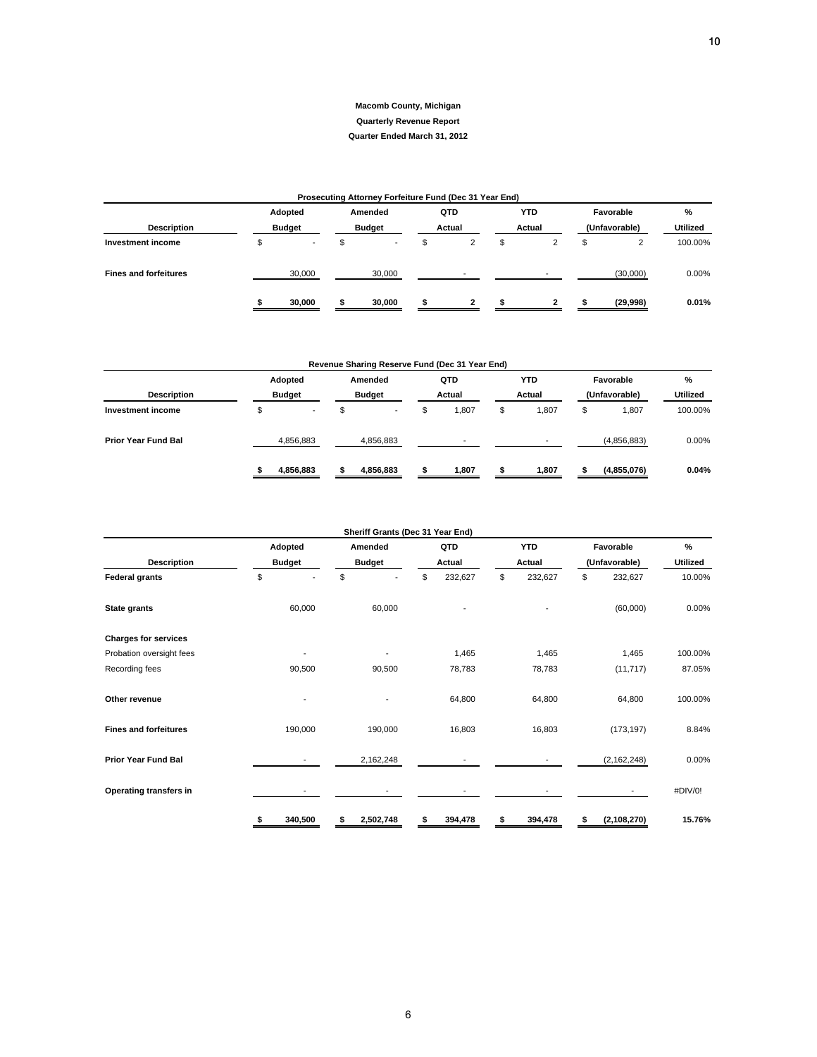**Macomb County, Michigan**

**Quarterly Revenue Report**

**Quarter Ended March 31, 2012**

| Prosecuting Attorney Forfeiture Fund (Dec 31 Year End) | | | | | | |
|---|---|---|---|---|---|---|
| **Description** | **Adopted Budget** | **Amended Budget** | **QTD Actual** | **YTD Actual** | **Favorable (Unfavorable)** | **% Utilized** |
| **Investment income** | $ - | $ - | $ 2 | $ 2 | $ 2 | 100.00% |
| **Fines and forfeitures** | 30,000 | 30,000 | - | - | (30,000) | 0.00% |
| | **$ 30,000** | **$ 30,000** | **$ 2** | **$ 2** | **$ (29,998)** | **0.01%** |

| Revenue Sharing Reserve Fund (Dec 31 Year End) | | | | | | |
|---|---|---|---|---|---|---|
| **Description** | **Adopted Budget** | **Amended Budget** | **QTD Actual** | **YTD Actual** | **Favorable (Unfavorable)** | **% Utilized** |
| **Investment income** | $ - | $ - | $ 1,807 | $ 1,807 | $ 1,807 | 100.00% |
| **Prior Year Fund Bal** | 4,856,883 | 4,856,883 | - | - | (4,856,883) | 0.00% |
| | **$ 4,856,883** | **$ 4,856,883** | **$ 1,807** | **$ 1,807** | **$ (4,855,076)** | **0.04%** |

| Sheriff Grants (Dec 31 Year End) | | | | | | |
|---|---|---|---|---|---|---|
| **Description** | **Adopted Budget** | **Amended Budget** | **QTD Actual** | **YTD Actual** | **Favorable (Unfavorable)** | **% Utilized** |
| **Federal grants** | $ - | $ - | $ 232,627 | $ 232,627 | $ 232,627 | 10.00% |
| **State grants** | 60,000 | 60,000 | - | - | (60,000) | 0.00% |
| **Charges for services** | | | | | | |
| Probation oversight fees | - | - | 1,465 | 1,465 | 1,465 | 100.00% |
| Recording fees | 90,500 | 90,500 | 78,783 | 78,783 | (11,717) | 87.05% |
| **Other revenue** | - | - | 64,800 | 64,800 | 64,800 | 100.00% |
| **Fines and forfeitures** | 190,000 | 190,000 | 16,803 | 16,803 | (173,197) | 8.84% |
| **Prior Year Fund Bal** | - | 2,162,248 | - | - | (2,162,248) | 0.00% |
| **Operating transfers in** | - | - | - | - | - | #DIV/0! |
| | **$ 340,500** | **$ 2,502,748** | **$ 394,478** | **$ 394,478** | **$ (2,108,270)** | **15.76%** |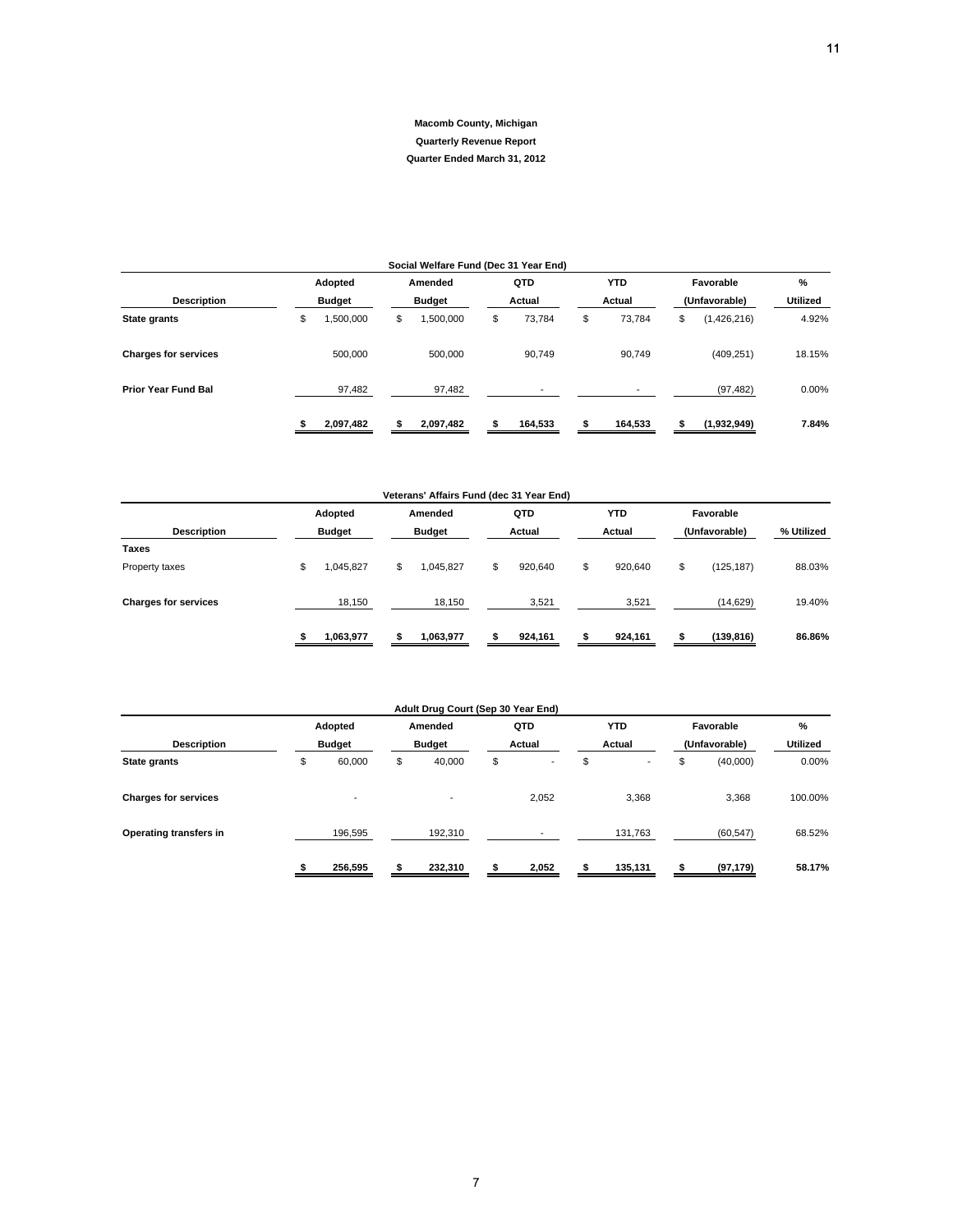**Macomb County, Michigan**

**Quarterly Revenue Report**

**Quarter Ended March 31, 2012**

**Social Welfare Fund (Dec 31 Year End)**

| Description | Adopted Budget | Amended Budget | QTD Actual | YTD Actual | Favorable (Unfavorable) | % Utilized |
|---|---|---|---|---|---|---|
| **State grants** | $ 1,500,000 | $ 1,500,000 | $ 73,784 | $ 73,784 | $ (1,426,216) | 4.92% |
| **Charges for services** | 500,000 | 500,000 | 90,749 | 90,749 | (409,251) | 18.15% |
| **Prior Year Fund Bal** | 97,482 | 97,482 | - | - | (97,482) | 0.00% |
| | **$ 2,097,482** | **$ 2,097,482** | **$ 164,533** | **$ 164,533** | **$ (1,932,949)** | **7.84%** |

**Veterans' Affairs Fund (dec 31 Year End)**

| Description | Adopted Budget | Amended Budget | QTD Actual | YTD Actual | Favorable (Unfavorable) | % Utilized |
|---|---|---|---|---|---|---|
| **Taxes** | | | | | | |
| Property taxes | $ 1,045,827 | $ 1,045,827 | $ 920,640 | $ 920,640 | $ (125,187) | 88.03% |
| **Charges for services** | 18,150 | 18,150 | 3,521 | 3,521 | (14,629) | 19.40% |
| | **$ 1,063,977** | **$ 1,063,977** | **$ 924,161** | **$ 924,161** | **$ (139,816)** | **86.86%** |

**Adult Drug Court (Sep 30 Year End)**

| Description | Adopted Budget | Amended Budget | QTD Actual | YTD Actual | Favorable (Unfavorable) | % Utilized |
|---|---|---|---|---|---|---|
| **State grants** | $ 60,000 | $ 40,000 | $ - | $ - | $ (40,000) | 0.00% |
| **Charges for services** | - | - | 2,052 | 3,368 | 3,368 | 100.00% |
| **Operating transfers in** | 196,595 | 192,310 | - | 131,763 | (60,547) | 68.52% |
| | **$ 256,595** | **$ 232,310** | **$ 2,052** | **$ 135,131** | **$ (97,179)** | **58.17%** |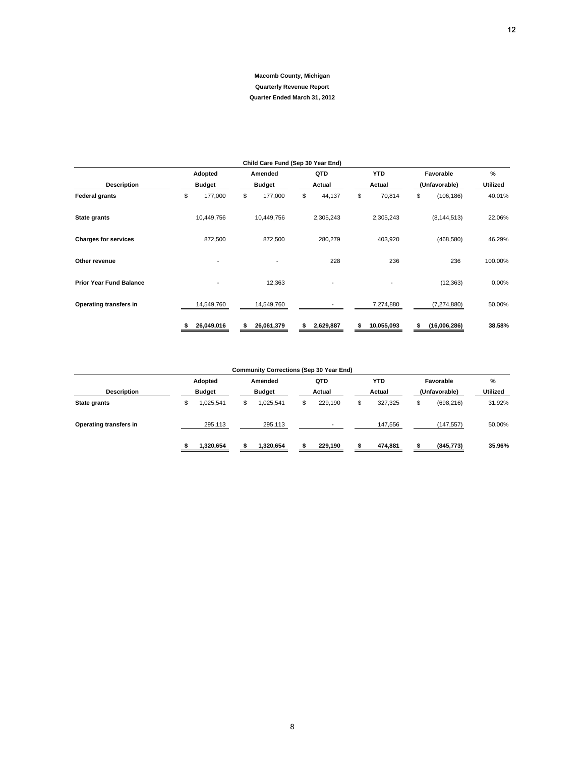**Macomb County, Michigan**

**Quarterly Revenue Report**

**Quarter Ended March 31, 2012**

| Child Care Fund (Sep 30 Year End) | | | | | | |
|---|---|---|---|---|---|---|
| **Description** | **Adopted Budget** | **Amended Budget** | **QTD Actual** | **YTD Actual** | **Favorable (Unfavorable)** | **% Utilized** |
| **Federal grants** | $ 177,000 | $ 177,000 | $ 44,137 | $ 70,814 | $ (106,186) | 40.01% |
| **State grants** | 10,449,756 | 10,449,756 | 2,305,243 | 2,305,243 | (8,144,513) | 22.06% |
| **Charges for services** | 872,500 | 872,500 | 280,279 | 403,920 | (468,580) | 46.29% |
| **Other revenue** | - | - | 228 | 236 | 236 | 100.00% |
| **Prior Year Fund Balance** | - | 12,363 | - | - | (12,363) | 0.00% |
| **Operating transfers in** | 14,549,760 | 14,549,760 | - | 7,274,880 | (7,274,880) | 50.00% |
| | **$ 26,049,016** | **$ 26,061,379** | **$ 2,629,887** | **$ 10,055,093** | **$ (16,006,286)** | **38.58%** |

| Community Corrections (Sep 30 Year End) | | | | | | |
|---|---|---|---|---|---|---|
| **Description** | **Adopted Budget** | **Amended Budget** | **QTD Actual** | **YTD Actual** | **Favorable (Unfavorable)** | **% Utilized** |
| **State grants** | $ 1,025,541 | $ 1,025,541 | $ 229,190 | $ 327,325 | $ (698,216) | 31.92% |
| **Operating transfers in** | 295,113 | 295,113 | - | 147,556 | (147,557) | 50.00% |
| | **$ 1,320,654** | **$ 1,320,654** | **$ 229,190** | **$ 474,881** | **$ (845,773)** | **35.96%** |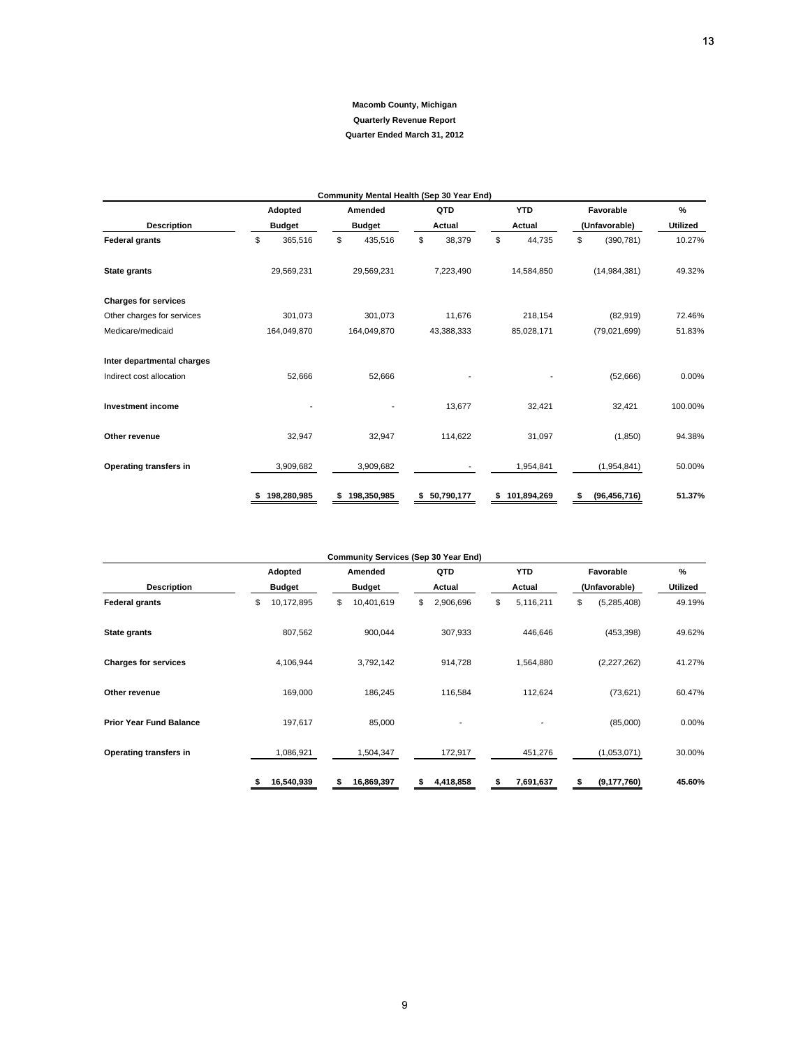**Macomb County, Michigan**

**Quarterly Revenue Report**

**Quarter Ended March 31, 2012**

| Community Mental Health (Sep 30 Year End) | | | | | | |
|---|---|---|---|---|---|---|
| **Description** | **Adopted Budget** | **Amended Budget** | **QTD Actual** | **YTD Actual** | **Favorable (Unfavorable)** | **% Utilized** |
| **Federal grants** | $ 365,516 | $ 435,516 | $ 38,379 | $ 44,735 | $ (390,781) | 10.27% |
| **State grants** | 29,569,231 | 29,569,231 | 7,223,490 | 14,584,850 | (14,984,381) | 49.32% |
| **Charges for services** | | | | | | |
| Other charges for services | 301,073 | 301,073 | 11,676 | 218,154 | (82,919) | 72.46% |
| Medicare/medicaid | 164,049,870 | 164,049,870 | 43,388,333 | 85,028,171 | (79,021,699) | 51.83% |
| **Inter departmental charges** | | | | | | |
| Indirect cost allocation | 52,666 | 52,666 | - | - | (52,666) | 0.00% |
| **Investment income** | - | - | 13,677 | 32,421 | 32,421 | 100.00% |
| **Other revenue** | 32,947 | 32,947 | 114,622 | 31,097 | (1,850) | 94.38% |
| **Operating transfers in** | 3,909,682 | 3,909,682 | - | 1,954,841 | (1,954,841) | 50.00% |
| | **$ 198,280,985** | **$ 198,350,985** | **$ 50,790,177** | **$ 101,894,269** | **$ (96,456,716)** | **51.37%** |

| Community Services (Sep 30 Year End) | | | | | | |
|---|---|---|---|---|---|---|
| **Description** | **Adopted Budget** | **Amended Budget** | **QTD Actual** | **YTD Actual** | **Favorable (Unfavorable)** | **% Utilized** |
| **Federal grants** | $ 10,172,895 | $ 10,401,619 | $ 2,906,696 | $ 5,116,211 | $ (5,285,408) | 49.19% |
| **State grants** | 807,562 | 900,044 | 307,933 | 446,646 | (453,398) | 49.62% |
| **Charges for services** | 4,106,944 | 3,792,142 | 914,728 | 1,564,880 | (2,227,262) | 41.27% |
| **Other revenue** | 169,000 | 186,245 | 116,584 | 112,624 | (73,621) | 60.47% |
| **Prior Year Fund Balance** | 197,617 | 85,000 | - | - | (85,000) | 0.00% |
| **Operating transfers in** | 1,086,921 | 1,504,347 | 172,917 | 451,276 | (1,053,071) | 30.00% |
| | **$ 16,540,939** | **$ 16,869,397** | **$ 4,418,858** | **$ 7,691,637** | **$ (9,177,760)** | **45.60%** |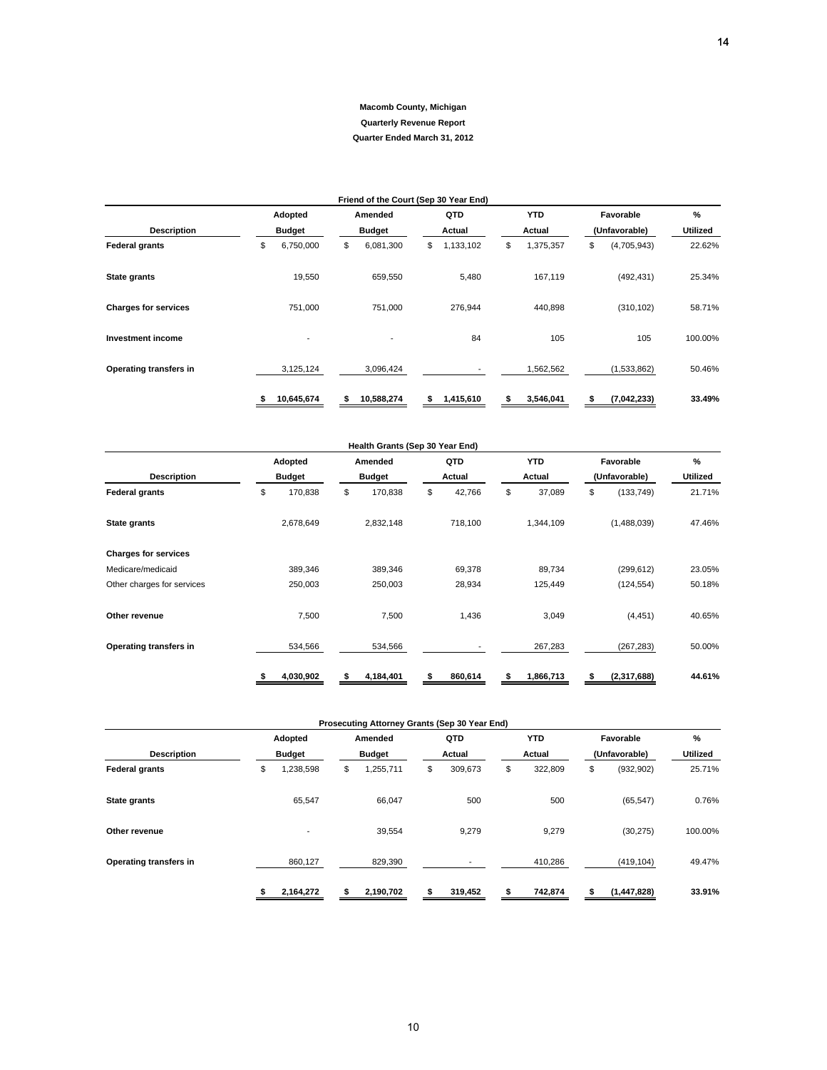**Macomb County, Michigan**

**Quarterly Revenue Report**

**Quarter Ended March 31, 2012**

**Friend of the Court (Sep 30 Year End)**

| Description | Adopted Budget | Amended Budget | QTD Actual | YTD Actual | Favorable (Unfavorable) | % Utilized |
|---|---|---|---|---|---|---|
| **Federal grants** | $ 6,750,000 | $ 6,081,300 | $ 1,133,102 | $ 1,375,357 | $ (4,705,943) | 22.62% |
| **State grants** | 19,550 | 659,550 | 5,480 | 167,119 | (492,431) | 25.34% |
| **Charges for services** | 751,000 | 751,000 | 276,944 | 440,898 | (310,102) | 58.71% |
| **Investment income** | - | - | 84 | 105 | 105 | 100.00% |
| **Operating transfers in** | 3,125,124 | 3,096,424 | - | 1,562,562 | (1,533,862) | 50.46% |
| | **$ 10,645,674** | **$ 10,588,274** | **$ 1,415,610** | **$ 3,546,041** | **$ (7,042,233)** | **33.49%** |

**Health Grants (Sep 30 Year End)**

| Description | Adopted Budget | Amended Budget | QTD Actual | YTD Actual | Favorable (Unfavorable) | % Utilized |
|---|---|---|---|---|---|---|
| **Federal grants** | $ 170,838 | $ 170,838 | $ 42,766 | $ 37,089 | $ (133,749) | 21.71% |
| **State grants** | 2,678,649 | 2,832,148 | 718,100 | 1,344,109 | (1,488,039) | 47.46% |
| **Charges for services** | | | | | | |
| Medicare/medicaid | 389,346 | 389,346 | 69,378 | 89,734 | (299,612) | 23.05% |
| Other charges for services | 250,003 | 250,003 | 28,934 | 125,449 | (124,554) | 50.18% |
| **Other revenue** | 7,500 | 7,500 | 1,436 | 3,049 | (4,451) | 40.65% |
| **Operating transfers in** | 534,566 | 534,566 | - | 267,283 | (267,283) | 50.00% |
| | **$ 4,030,902** | **$ 4,184,401** | **$ 860,614** | **$ 1,866,713** | **$ (2,317,688)** | **44.61%** |

**Prosecuting Attorney Grants (Sep 30 Year End)**

| Description | Adopted Budget | Amended Budget | QTD Actual | YTD Actual | Favorable (Unfavorable) | % Utilized |
|---|---|---|---|---|---|---|
| **Federal grants** | $ 1,238,598 | $ 1,255,711 | $ 309,673 | $ 322,809 | $ (932,902) | 25.71% |
| **State grants** | 65,547 | 66,047 | 500 | 500 | (65,547) | 0.76% |
| **Other revenue** | - | 39,554 | 9,279 | 9,279 | (30,275) | 100.00% |
| **Operating transfers in** | 860,127 | 829,390 | - | 410,286 | (419,104) | 49.47% |
| | **$ 2,164,272** | **$ 2,190,702** | **$ 319,452** | **$ 742,874** | **$ (1,447,828)** | **33.91%** |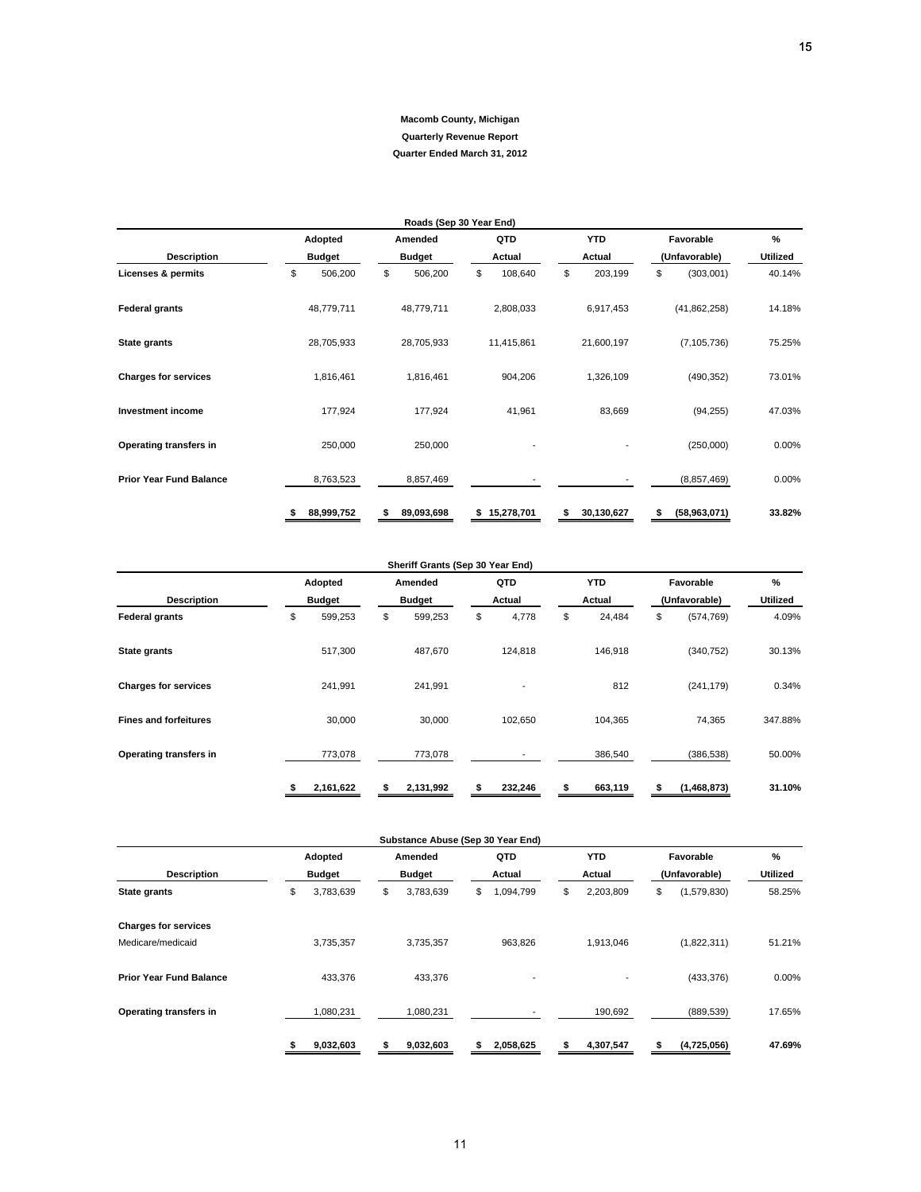**Macomb County, Michigan**

**Quarterly Revenue Report**

**Quarter Ended March 31, 2012**

| Roads (Sep 30 Year End) | | | | | | |
|---|---|---|---|---|---|---|
| **Description** | **Adopted Budget** | **Amended Budget** | **QTD Actual** | **YTD Actual** | **Favorable (Unfavorable)** | **% Utilized** |
| **Licenses & permits** | $ 506,200 | $ 506,200 | $ 108,640 | $ 203,199 | $ (303,001) | 40.14% |
| **Federal grants** | 48,779,711 | 48,779,711 | 2,808,033 | 6,917,453 | (41,862,258) | 14.18% |
| **State grants** | 28,705,933 | 28,705,933 | 11,415,861 | 21,600,197 | (7,105,736) | 75.25% |
| **Charges for services** | 1,816,461 | 1,816,461 | 904,206 | 1,326,109 | (490,352) | 73.01% |
| **Investment income** | 177,924 | 177,924 | 41,961 | 83,669 | (94,255) | 47.03% |
| **Operating transfers in** | 250,000 | 250,000 | - | - | (250,000) | 0.00% |
| **Prior Year Fund Balance** | 8,763,523 | 8,857,469 | - | - | (8,857,469) | 0.00% |
| | **$ 88,999,752** | **$ 89,093,698** | **$ 15,278,701** | **$ 30,130,627** | **$ (58,963,071)** | **33.82%** |

| Sheriff Grants (Sep 30 Year End) | | | | | | |
|---|---|---|---|---|---|---|
| **Description** | **Adopted Budget** | **Amended Budget** | **QTD Actual** | **YTD Actual** | **Favorable (Unfavorable)** | **% Utilized** |
| **Federal grants** | $ 599,253 | $ 599,253 | $ 4,778 | $ 24,484 | $ (574,769) | 4.09% |
| **State grants** | 517,300 | 487,670 | 124,818 | 146,918 | (340,752) | 30.13% |
| **Charges for services** | 241,991 | 241,991 | - | 812 | (241,179) | 0.34% |
| **Fines and forfeitures** | 30,000 | 30,000 | 102,650 | 104,365 | 74,365 | 347.88% |
| **Operating transfers in** | 773,078 | 773,078 | - | 386,540 | (386,538) | 50.00% |
| | **$ 2,161,622** | **$ 2,131,992** | **$ 232,246** | **$ 663,119** | **$ (1,468,873)** | **31.10%** |

| Substance Abuse (Sep 30 Year End) | | | | | | |
|---|---|---|---|---|---|---|
| **Description** | **Adopted Budget** | **Amended Budget** | **QTD Actual** | **YTD Actual** | **Favorable (Unfavorable)** | **% Utilized** |
| **State grants** | $ 3,783,639 | $ 3,783,639 | $ 1,094,799 | $ 2,203,809 | $ (1,579,830) | 58.25% |
| **Charges for services** | | | | | | |
| Medicare/medicaid | 3,735,357 | 3,735,357 | 963,826 | 1,913,046 | (1,822,311) | 51.21% |
| **Prior Year Fund Balance** | 433,376 | 433,376 | - | - | (433,376) | 0.00% |
| **Operating transfers in** | 1,080,231 | 1,080,231 | - | 190,692 | (889,539) | 17.65% |
| | **$ 9,032,603** | **$ 9,032,603** | **$ 2,058,625** | **$ 4,307,547** | **$ (4,725,056)** | **47.69%** |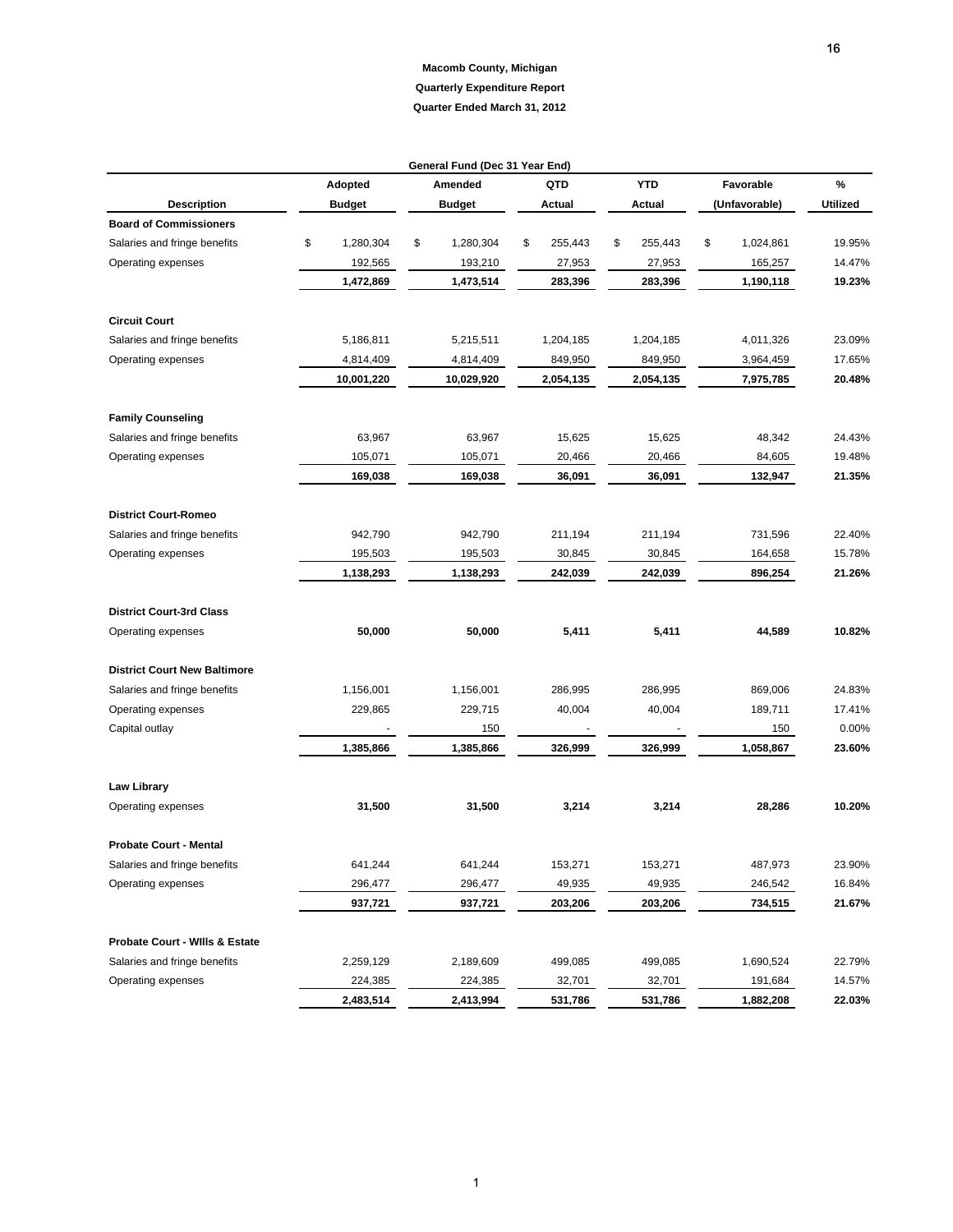**Macomb County, Michigan**

**Quarterly Expenditure Report**

**Quarter Ended March 31, 2012**

| General Fund (Dec 31 Year End) | | | | | | |
|---|---|---|---|---|---|---|
| **Description** | **Adopted Budget** | **Amended Budget** | **QTD Actual** | **YTD Actual** | **Favorable (Unfavorable)** | **% Utilized** |
| **Board of Commissioners** | | | | | | |
| Salaries and fringe benefits | $ 1,280,304 | $ 1,280,304 | $ 255,443 | $ 255,443 | $ 1,024,861 | 19.95% |
| Operating expenses | 192,565 | 193,210 | 27,953 | 27,953 | 165,257 | 14.47% |
| | **1,472,869** | **1,473,514** | **283,396** | **283,396** | **1,190,118** | **19.23%** |
| **Circuit Court** | | | | | | |
| Salaries and fringe benefits | 5,186,811 | 5,215,511 | 1,204,185 | 1,204,185 | 4,011,326 | 23.09% |
| Operating expenses | 4,814,409 | 4,814,409 | 849,950 | 849,950 | 3,964,459 | 17.65% |
| | **10,001,220** | **10,029,920** | **2,054,135** | **2,054,135** | **7,975,785** | **20.48%** |
| **Family Counseling** | | | | | | |
| Salaries and fringe benefits | 63,967 | 63,967 | 15,625 | 15,625 | 48,342 | 24.43% |
| Operating expenses | 105,071 | 105,071 | 20,466 | 20,466 | 84,605 | 19.48% |
| | **169,038** | **169,038** | **36,091** | **36,091** | **132,947** | **21.35%** |
| **District Court-Romeo** | | | | | | |
| Salaries and fringe benefits | 942,790 | 942,790 | 211,194 | 211,194 | 731,596 | 22.40% |
| Operating expenses | 195,503 | 195,503 | 30,845 | 30,845 | 164,658 | 15.78% |
| | **1,138,293** | **1,138,293** | **242,039** | **242,039** | **896,254** | **21.26%** |
| **District Court-3rd Class** | | | | | | |
| Operating expenses | **50,000** | **50,000** | **5,411** | **5,411** | **44,589** | **10.82%** |
| **District Court New Baltimore** | | | | | | |
| Salaries and fringe benefits | 1,156,001 | 1,156,001 | 286,995 | 286,995 | 869,006 | 24.83% |
| Operating expenses | 229,865 | 229,715 | 40,004 | 40,004 | 189,711 | 17.41% |
| Capital outlay | - | 150 | - | - | 150 | 0.00% |
| | **1,385,866** | **1,385,866** | **326,999** | **326,999** | **1,058,867** | **23.60%** |
| **Law Library** | | | | | | |
| Operating expenses | **31,500** | **31,500** | **3,214** | **3,214** | **28,286** | **10.20%** |
| **Probate Court - Mental** | | | | | | |
| Salaries and fringe benefits | 641,244 | 641,244 | 153,271 | 153,271 | 487,973 | 23.90% |
| Operating expenses | 296,477 | 296,477 | 49,935 | 49,935 | 246,542 | 16.84% |
| | **937,721** | **937,721** | **203,206** | **203,206** | **734,515** | **21.67%** |
| **Probate Court - WIlls & Estate** | | | | | | |
| Salaries and fringe benefits | 2,259,129 | 2,189,609 | 499,085 | 499,085 | 1,690,524 | 22.79% |
| Operating expenses | 224,385 | 224,385 | 32,701 | 32,701 | 191,684 | 14.57% |
| | **2,483,514** | **2,413,994** | **531,786** | **531,786** | **1,882,208** | **22.03%** |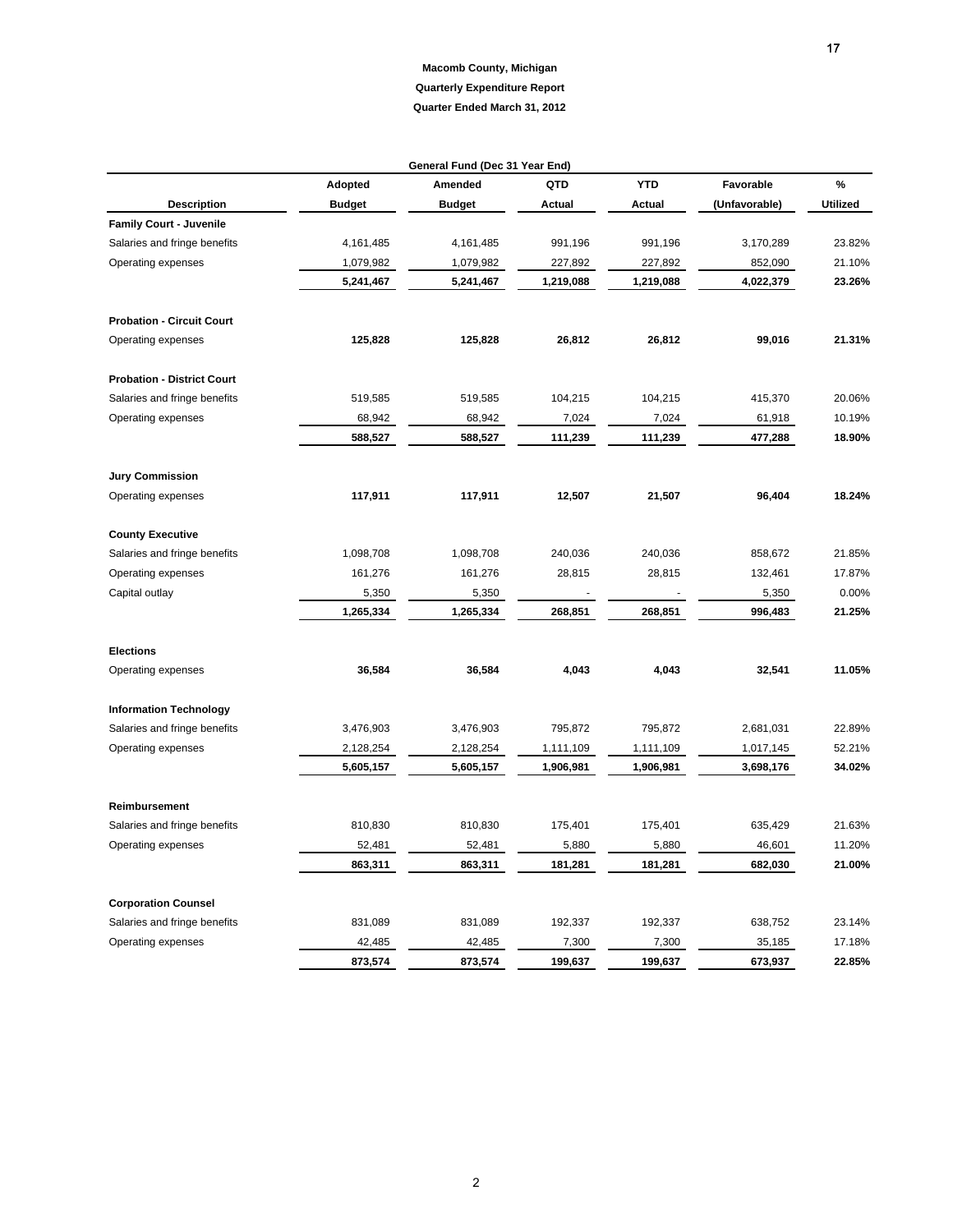**Macomb County, Michigan**

**Quarterly Expenditure Report**

**Quarter Ended March 31, 2012**

| General Fund (Dec 31 Year End) | | | | | | |
|---|---|---|---|---|---|---|
| **Description** | **Adopted Budget** | **Amended Budget** | **QTD Actual** | **YTD Actual** | **Favorable (Unfavorable)** | **% Utilized** |
| **Family Court - Juvenile** | | | | | | |
| Salaries and fringe benefits | 4,161,485 | 4,161,485 | 991,196 | 991,196 | 3,170,289 | 23.82% |
| Operating expenses | 1,079,982 | 1,079,982 | 227,892 | 227,892 | 852,090 | 21.10% |
| | **5,241,467** | **5,241,467** | **1,219,088** | **1,219,088** | **4,022,379** | **23.26%** |
| **Probation - Circuit Court** | | | | | | |
| Operating expenses | **125,828** | **125,828** | **26,812** | **26,812** | **99,016** | **21.31%** |
| **Probation - District Court** | | | | | | |
| Salaries and fringe benefits | 519,585 | 519,585 | 104,215 | 104,215 | 415,370 | 20.06% |
| Operating expenses | 68,942 | 68,942 | 7,024 | 7,024 | 61,918 | 10.19% |
| | **588,527** | **588,527** | **111,239** | **111,239** | **477,288** | **18.90%** |
| **Jury Commission** | | | | | | |
| Operating expenses | **117,911** | **117,911** | **12,507** | **21,507** | **96,404** | **18.24%** |
| **County Executive** | | | | | | |
| Salaries and fringe benefits | 1,098,708 | 1,098,708 | 240,036 | 240,036 | 858,672 | 21.85% |
| Operating expenses | 161,276 | 161,276 | 28,815 | 28,815 | 132,461 | 17.87% |
| Capital outlay | 5,350 | 5,350 | - | - | 5,350 | 0.00% |
| | **1,265,334** | **1,265,334** | **268,851** | **268,851** | **996,483** | **21.25%** |
| **Elections** | | | | | | |
| Operating expenses | **36,584** | **36,584** | **4,043** | **4,043** | **32,541** | **11.05%** |
| **Information Technology** | | | | | | |
| Salaries and fringe benefits | 3,476,903 | 3,476,903 | 795,872 | 795,872 | 2,681,031 | 22.89% |
| Operating expenses | 2,128,254 | 2,128,254 | 1,111,109 | 1,111,109 | 1,017,145 | 52.21% |
| | **5,605,157** | **5,605,157** | **1,906,981** | **1,906,981** | **3,698,176** | **34.02%** |
| **Reimbursement** | | | | | | |
| Salaries and fringe benefits | 810,830 | 810,830 | 175,401 | 175,401 | 635,429 | 21.63% |
| Operating expenses | 52,481 | 52,481 | 5,880 | 5,880 | 46,601 | 11.20% |
| | **863,311** | **863,311** | **181,281** | **181,281** | **682,030** | **21.00%** |
| **Corporation Counsel** | | | | | | |
| Salaries and fringe benefits | 831,089 | 831,089 | 192,337 | 192,337 | 638,752 | 23.14% |
| Operating expenses | 42,485 | 42,485 | 7,300 | 7,300 | 35,185 | 17.18% |
| | **873,574** | **873,574** | **199,637** | **199,637** | **673,937** | **22.85%** |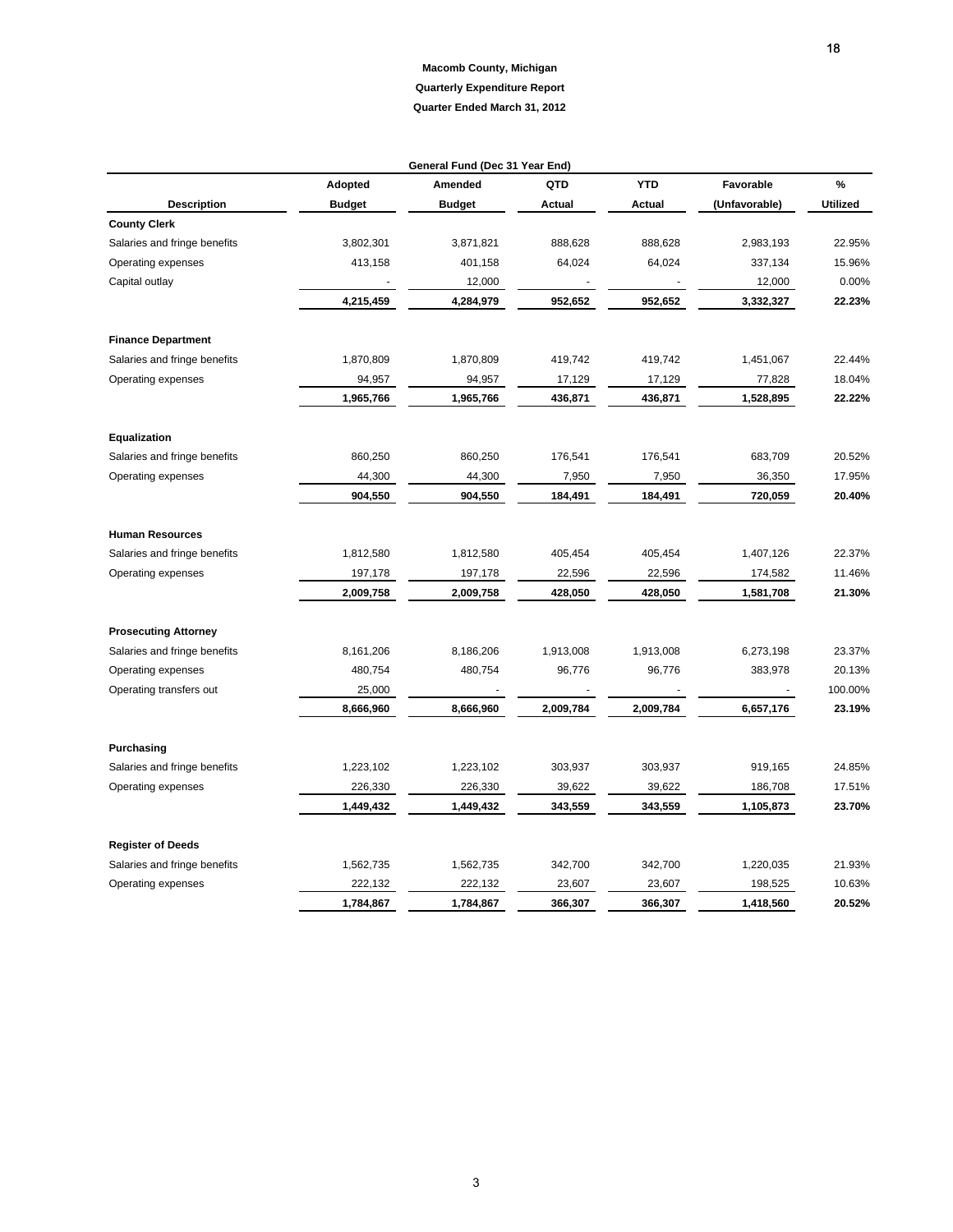**Macomb County, Michigan**

**Quarterly Expenditure Report**

**Quarter Ended March 31, 2012**

**General Fund (Dec 31 Year End)**

| Description | Adopted Budget | Amended Budget | QTD Actual | YTD Actual | Favorable (Unfavorable) | % Utilized |
|---|---|---|---|---|---|---|
| **County Clerk** | | | | | | |
| Salaries and fringe benefits | 3,802,301 | 3,871,821 | 888,628 | 888,628 | 2,983,193 | 22.95% |
| Operating expenses | 413,158 | 401,158 | 64,024 | 64,024 | 337,134 | 15.96% |
| Capital outlay | - | 12,000 | - | - | 12,000 | 0.00% |
| | **4,215,459** | **4,284,979** | **952,652** | **952,652** | **3,332,327** | **22.23%** |
| **Finance Department** | | | | | | |
| Salaries and fringe benefits | 1,870,809 | 1,870,809 | 419,742 | 419,742 | 1,451,067 | 22.44% |
| Operating expenses | 94,957 | 94,957 | 17,129 | 17,129 | 77,828 | 18.04% |
| | **1,965,766** | **1,965,766** | **436,871** | **436,871** | **1,528,895** | **22.22%** |
| **Equalization** | | | | | | |
| Salaries and fringe benefits | 860,250 | 860,250 | 176,541 | 176,541 | 683,709 | 20.52% |
| Operating expenses | 44,300 | 44,300 | 7,950 | 7,950 | 36,350 | 17.95% |
| | **904,550** | **904,550** | **184,491** | **184,491** | **720,059** | **20.40%** |
| **Human Resources** | | | | | | |
| Salaries and fringe benefits | 1,812,580 | 1,812,580 | 405,454 | 405,454 | 1,407,126 | 22.37% |
| Operating expenses | 197,178 | 197,178 | 22,596 | 22,596 | 174,582 | 11.46% |
| | **2,009,758** | **2,009,758** | **428,050** | **428,050** | **1,581,708** | **21.30%** |
| **Prosecuting Attorney** | | | | | | |
| Salaries and fringe benefits | 8,161,206 | 8,186,206 | 1,913,008 | 1,913,008 | 6,273,198 | 23.37% |
| Operating expenses | 480,754 | 480,754 | 96,776 | 96,776 | 383,978 | 20.13% |
| Operating transfers out | 25,000 | - | - | - | - | 100.00% |
| | **8,666,960** | **8,666,960** | **2,009,784** | **2,009,784** | **6,657,176** | **23.19%** |
| **Purchasing** | | | | | | |
| Salaries and fringe benefits | 1,223,102 | 1,223,102 | 303,937 | 303,937 | 919,165 | 24.85% |
| Operating expenses | 226,330 | 226,330 | 39,622 | 39,622 | 186,708 | 17.51% |
| | **1,449,432** | **1,449,432** | **343,559** | **343,559** | **1,105,873** | **23.70%** |
| **Register of Deeds** | | | | | | |
| Salaries and fringe benefits | 1,562,735 | 1,562,735 | 342,700 | 342,700 | 1,220,035 | 21.93% |
| Operating expenses | 222,132 | 222,132 | 23,607 | 23,607 | 198,525 | 10.63% |
| | **1,784,867** | **1,784,867** | **366,307** | **366,307** | **1,418,560** | **20.52%** |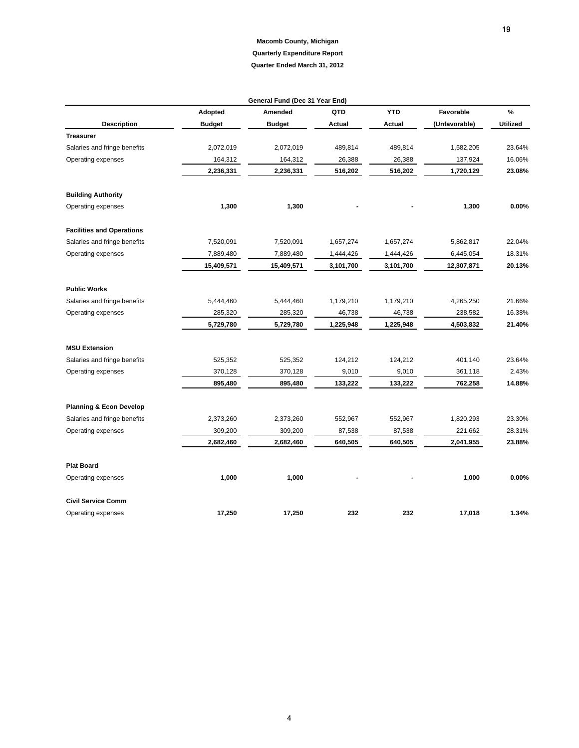**Macomb County, Michigan**

**Quarterly Expenditure Report**

**Quarter Ended March 31, 2012**

| General Fund (Dec 31 Year End) | | | | | | |
|---|---|---|---|---|---|---|
| **Description** | **Adopted Budget** | **Amended Budget** | **QTD Actual** | **YTD Actual** | **Favorable (Unfavorable)** | **% Utilized** |
| **Treasurer** | | | | | | |
| Salaries and fringe benefits | 2,072,019 | 2,072,019 | 489,814 | 489,814 | 1,582,205 | 23.64% |
| Operating expenses | 164,312 | 164,312 | 26,388 | 26,388 | 137,924 | 16.06% |
| | **2,236,331** | **2,236,331** | **516,202** | **516,202** | **1,720,129** | **23.08%** |
| **Building Authority** | | | | | | |
| Operating expenses | **1,300** | **1,300** | **-** | **-** | **1,300** | **0.00%** |
| **Facilities and Operations** | | | | | | |
| Salaries and fringe benefits | 7,520,091 | 7,520,091 | 1,657,274 | 1,657,274 | 5,862,817 | 22.04% |
| Operating expenses | 7,889,480 | 7,889,480 | 1,444,426 | 1,444,426 | 6,445,054 | 18.31% |
| | **15,409,571** | **15,409,571** | **3,101,700** | **3,101,700** | **12,307,871** | **20.13%** |
| **Public Works** | | | | | | |
| Salaries and fringe benefits | 5,444,460 | 5,444,460 | 1,179,210 | 1,179,210 | 4,265,250 | 21.66% |
| Operating expenses | 285,320 | 285,320 | 46,738 | 46,738 | 238,582 | 16.38% |
| | **5,729,780** | **5,729,780** | **1,225,948** | **1,225,948** | **4,503,832** | **21.40%** |
| **MSU Extension** | | | | | | |
| Salaries and fringe benefits | 525,352 | 525,352 | 124,212 | 124,212 | 401,140 | 23.64% |
| Operating expenses | 370,128 | 370,128 | 9,010 | 9,010 | 361,118 | 2.43% |
| | **895,480** | **895,480** | **133,222** | **133,222** | **762,258** | **14.88%** |
| **Planning & Econ Develop** | | | | | | |
| Salaries and fringe benefits | 2,373,260 | 2,373,260 | 552,967 | 552,967 | 1,820,293 | 23.30% |
| Operating expenses | 309,200 | 309,200 | 87,538 | 87,538 | 221,662 | 28.31% |
| | **2,682,460** | **2,682,460** | **640,505** | **640,505** | **2,041,955** | **23.88%** |
| **Plat Board** | | | | | | |
| Operating expenses | **1,000** | **1,000** | **-** | **-** | **1,000** | **0.00%** |
| **Civil Service Comm** | | | | | | |
| Operating expenses | **17,250** | **17,250** | **232** | **232** | **17,018** | **1.34%** |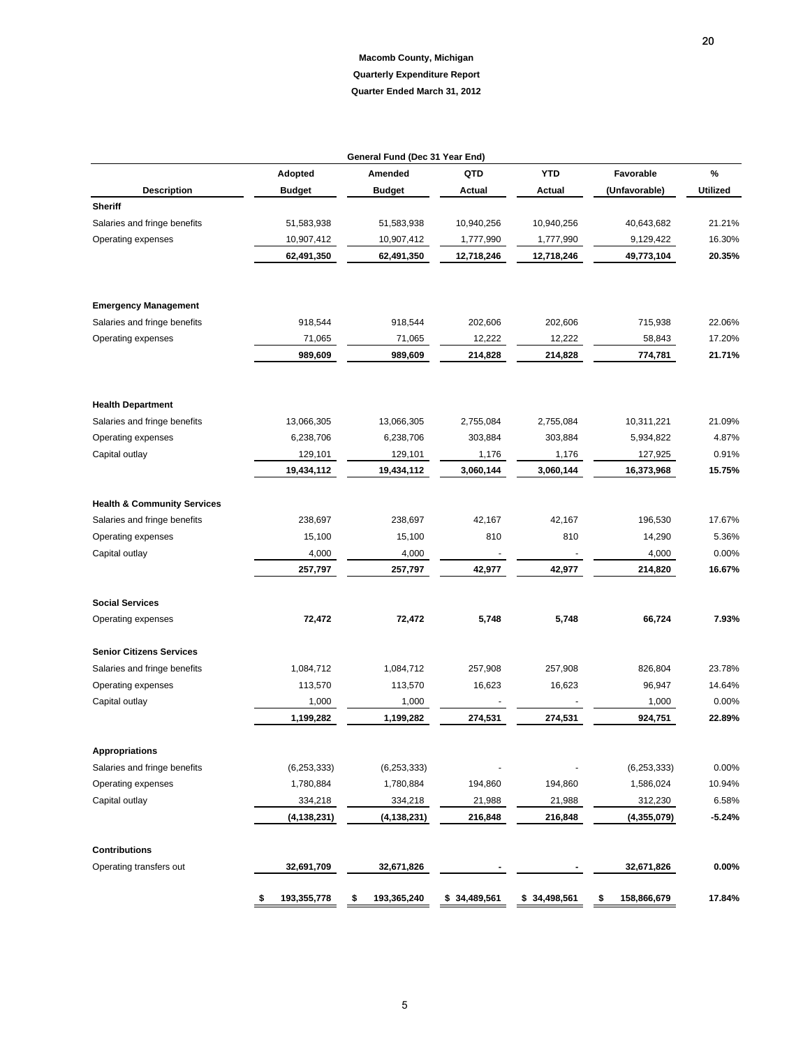**Macomb County, Michigan**

**Quarterly Expenditure Report**

**Quarter Ended March 31, 2012**

| General Fund (Dec 31 Year End) | | | | | | |
|---|---|---|---|---|---|---|
| Description | Adopted Budget | Amended Budget | QTD Actual | YTD Actual | Favorable (Unfavorable) | % Utilized |
| **Sheriff** | | | | | | |
| Salaries and fringe benefits | 51,583,938 | 51,583,938 | 10,940,256 | 10,940,256 | 40,643,682 | 21.21% |
| Operating expenses | 10,907,412 | 10,907,412 | 1,777,990 | 1,777,990 | 9,129,422 | 16.30% |
| | **62,491,350** | **62,491,350** | **12,718,246** | **12,718,246** | **49,773,104** | **20.35%** |
| **Emergency Management** | | | | | | |
| Salaries and fringe benefits | 918,544 | 918,544 | 202,606 | 202,606 | 715,938 | 22.06% |
| Operating expenses | 71,065 | 71,065 | 12,222 | 12,222 | 58,843 | 17.20% |
| | **989,609** | **989,609** | **214,828** | **214,828** | **774,781** | **21.71%** |
| **Health Department** | | | | | | |
| Salaries and fringe benefits | 13,066,305 | 13,066,305 | 2,755,084 | 2,755,084 | 10,311,221 | 21.09% |
| Operating expenses | 6,238,706 | 6,238,706 | 303,884 | 303,884 | 5,934,822 | 4.87% |
| Capital outlay | 129,101 | 129,101 | 1,176 | 1,176 | 127,925 | 0.91% |
| | **19,434,112** | **19,434,112** | **3,060,144** | **3,060,144** | **16,373,968** | **15.75%** |
| **Health & Community Services** | | | | | | |
| Salaries and fringe benefits | 238,697 | 238,697 | 42,167 | 42,167 | 196,530 | 17.67% |
| Operating expenses | 15,100 | 15,100 | 810 | 810 | 14,290 | 5.36% |
| Capital outlay | 4,000 | 4,000 | - | - | 4,000 | 0.00% |
| | **257,797** | **257,797** | **42,977** | **42,977** | **214,820** | **16.67%** |
| **Social Services** | | | | | | |
| Operating expenses | **72,472** | **72,472** | **5,748** | **5,748** | **66,724** | **7.93%** |
| **Senior Citizens Services** | | | | | | |
| Salaries and fringe benefits | 1,084,712 | 1,084,712 | 257,908 | 257,908 | 826,804 | 23.78% |
| Operating expenses | 113,570 | 113,570 | 16,623 | 16,623 | 96,947 | 14.64% |
| Capital outlay | 1,000 | 1,000 | - | - | 1,000 | 0.00% |
| | **1,199,282** | **1,199,282** | **274,531** | **274,531** | **924,751** | **22.89%** |
| **Appropriations** | | | | | | |
| Salaries and fringe benefits | (6,253,333) | (6,253,333) | - | - | (6,253,333) | 0.00% |
| Operating expenses | 1,780,884 | 1,780,884 | 194,860 | 194,860 | 1,586,024 | 10.94% |
| Capital outlay | 334,218 | 334,218 | 21,988 | 21,988 | 312,230 | 6.58% |
| | **(4,138,231)** | **(4,138,231)** | **216,848** | **216,848** | **(4,355,079)** | **-5.24%** |
| **Contributions** | | | | | | |
| Operating transfers out | **32,691,709** | **32,671,826** | **-** | **-** | **32,671,826** | **0.00%** |
| | **$ 193,355,778** | **$ 193,365,240** | **$ 34,489,561** | **$ 34,498,561** | **$ 158,866,679** | **17.84%** |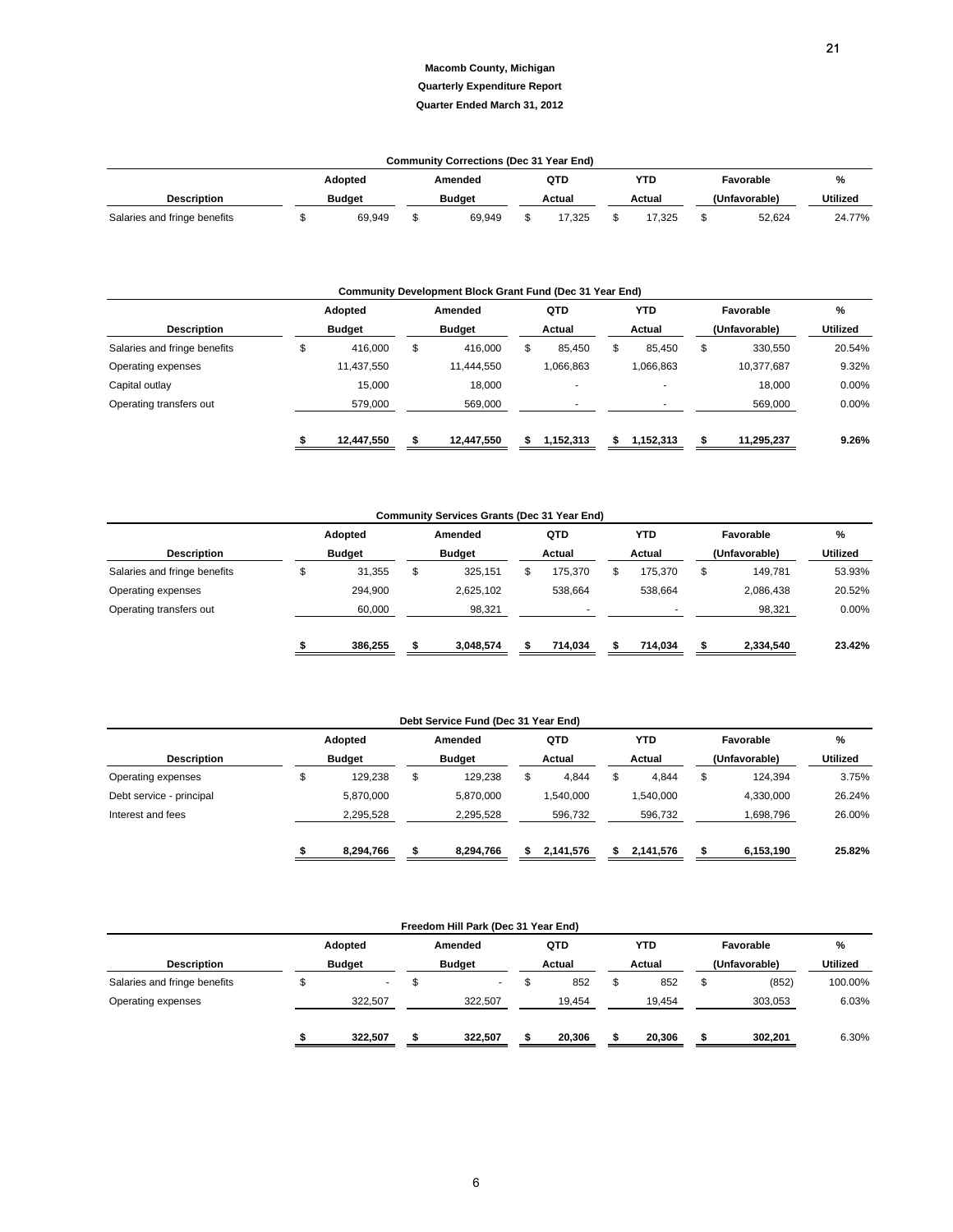**Macomb County, Michigan**

**Quarterly Expenditure Report**

**Quarter Ended March 31, 2012**

**Community Corrections (Dec 31 Year End)**

| Description | Adopted Budget | Amended Budget | QTD Actual | YTD Actual | Favorable (Unfavorable) | % Utilized |
|---|---|---|---|---|---|---|
| Salaries and fringe benefits | $ 69,949 | $ 69,949 | $ 17,325 | $ 17,325 | $ 52,624 | 24.77% |

**Community Development Block Grant Fund (Dec 31 Year End)**

| Description | Adopted Budget | Amended Budget | QTD Actual | YTD Actual | Favorable (Unfavorable) | % Utilized |
|---|---|---|---|---|---|---|
| Salaries and fringe benefits | $ 416,000 | $ 416,000 | $ 85,450 | $ 85,450 | $ 330,550 | 20.54% |
| Operating expenses | 11,437,550 | 11,444,550 | 1,066,863 | 1,066,863 | 10,377,687 | 9.32% |
| Capital outlay | 15,000 | 18,000 | - | - | 18,000 | 0.00% |
| Operating transfers out | 579,000 | 569,000 | - | - | 569,000 | 0.00% |
| | **$ 12,447,550** | **$ 12,447,550** | **$ 1,152,313** | **$ 1,152,313** | **$ 11,295,237** | **9.26%** |

**Community Services Grants (Dec 31 Year End)**

| Description | Adopted Budget | Amended Budget | QTD Actual | YTD Actual | Favorable (Unfavorable) | % Utilized |
|---|---|---|---|---|---|---|
| Salaries and fringe benefits | $ 31,355 | $ 325,151 | $ 175,370 | $ 175,370 | $ 149,781 | 53.93% |
| Operating expenses | 294,900 | 2,625,102 | 538,664 | 538,664 | 2,086,438 | 20.52% |
| Operating transfers out | 60,000 | 98,321 | - | - | 98,321 | 0.00% |
| | **$ 386,255** | **$ 3,048,574** | **$ 714,034** | **$ 714,034** | **$ 2,334,540** | **23.42%** |

**Debt Service Fund (Dec 31 Year End)**

| Description | Adopted Budget | Amended Budget | QTD Actual | YTD Actual | Favorable (Unfavorable) | % Utilized |
|---|---|---|---|---|---|---|
| Operating expenses | $ 129,238 | $ 129,238 | $ 4,844 | $ 4,844 | $ 124,394 | 3.75% |
| Debt service - principal | 5,870,000 | 5,870,000 | 1,540,000 | 1,540,000 | 4,330,000 | 26.24% |
| Interest and fees | 2,295,528 | 2,295,528 | 596,732 | 596,732 | 1,698,796 | 26.00% |
| | **$ 8,294,766** | **$ 8,294,766** | **$ 2,141,576** | **$ 2,141,576** | **$ 6,153,190** | **25.82%** |

**Freedom Hill Park (Dec 31 Year End)**

| Description | Adopted Budget | Amended Budget | QTD Actual | YTD Actual | Favorable (Unfavorable) | % Utilized |
|---|---|---|---|---|---|---|
| Salaries and fringe benefits | $ - | $ - | $ 852 | $ 852 | $ (852) | 100.00% |
| Operating expenses | 322,507 | 322,507 | 19,454 | 19,454 | 303,053 | 6.03% |
| | **$ 322,507** | **$ 322,507** | **$ 20,306** | **$ 20,306** | **$ 302,201** | 6.30% |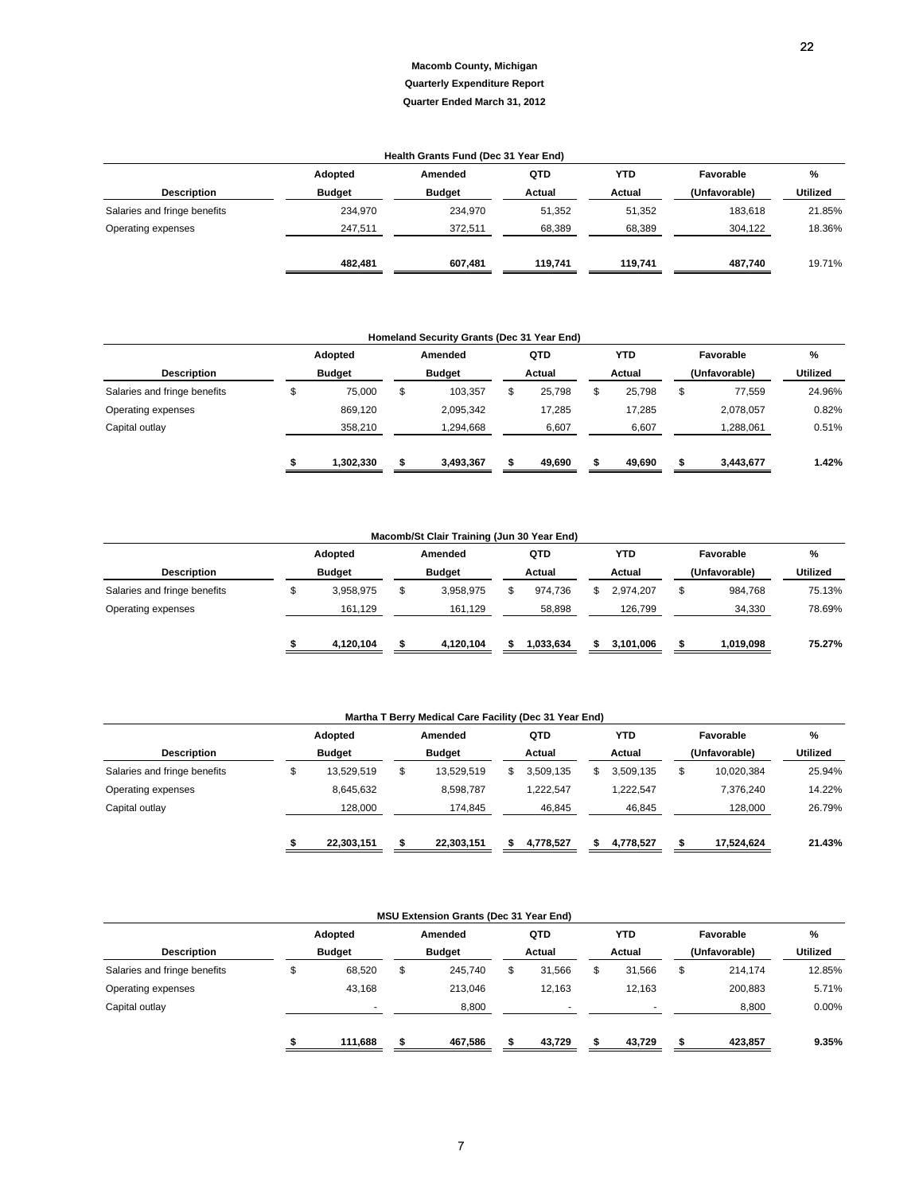**Macomb County, Michigan**

**Quarterly Expenditure Report**

**Quarter Ended March 31, 2012**

**Health Grants Fund (Dec 31 Year End)**

| Description | Adopted Budget | Amended Budget | QTD Actual | YTD Actual | Favorable (Unfavorable) | % Utilized |
|---|---|---|---|---|---|---|
| Salaries and fringe benefits | 234,970 | 234,970 | 51,352 | 51,352 | 183,618 | 21.85% |
| Operating expenses | 247,511 | 372,511 | 68,389 | 68,389 | 304,122 | 18.36% |
| | **482,481** | **607,481** | **119,741** | **119,741** | **487,740** | 19.71% |

**Homeland Security Grants (Dec 31 Year End)**

| Description | Adopted Budget | Amended Budget | QTD Actual | YTD Actual | Favorable (Unfavorable) | % Utilized |
|---|---|---|---|---|---|---|
| Salaries and fringe benefits | $ 75,000 | $ 103,357 | $ 25,798 | $ 25,798 | $ 77,559 | 24.96% |
| Operating expenses | 869,120 | 2,095,342 | 17,285 | 17,285 | 2,078,057 | 0.82% |
| Capital outlay | 358,210 | 1,294,668 | 6,607 | 6,607 | 1,288,061 | 0.51% |
| | **$ 1,302,330** | **$ 3,493,367** | **$ 49,690** | **$ 49,690** | **$ 3,443,677** | **1.42%** |

**Macomb/St Clair Training (Jun 30 Year End)**

| Description | Adopted Budget | Amended Budget | QTD Actual | YTD Actual | Favorable (Unfavorable) | % Utilized |
|---|---|---|---|---|---|---|
| Salaries and fringe benefits | $ 3,958,975 | $ 3,958,975 | $ 974,736 | $ 2,974,207 | $ 984,768 | 75.13% |
| Operating expenses | 161,129 | 161,129 | 58,898 | 126,799 | 34,330 | 78.69% |
| | **$ 4,120,104** | **$ 4,120,104** | **$ 1,033,634** | **$ 3,101,006** | **$ 1,019,098** | **75.27%** |

**Martha T Berry Medical Care Facility (Dec 31 Year End)**

| Description | Adopted Budget | Amended Budget | QTD Actual | YTD Actual | Favorable (Unfavorable) | % Utilized |
|---|---|---|---|---|---|---|
| Salaries and fringe benefits | $ 13,529,519 | $ 13,529,519 | $ 3,509,135 | $ 3,509,135 | $ 10,020,384 | 25.94% |
| Operating expenses | 8,645,632 | 8,598,787 | 1,222,547 | 1,222,547 | 7,376,240 | 14.22% |
| Capital outlay | 128,000 | 174,845 | 46,845 | 46,845 | 128,000 | 26.79% |
| | **$ 22,303,151** | **$ 22,303,151** | **$ 4,778,527** | **$ 4,778,527** | **$ 17,524,624** | **21.43%** |

**MSU Extension Grants (Dec 31 Year End)**

| Description | Adopted Budget | Amended Budget | QTD Actual | YTD Actual | Favorable (Unfavorable) | % Utilized |
|---|---|---|---|---|---|---|
| Salaries and fringe benefits | $ 68,520 | $ 245,740 | $ 31,566 | $ 31,566 | $ 214,174 | 12.85% |
| Operating expenses | 43,168 | 213,046 | 12,163 | 12,163 | 200,883 | 5.71% |
| Capital outlay | - | 8,800 | - | - | 8,800 | 0.00% |
| | **$ 111,688** | **$ 467,586** | **$ 43,729** | **$ 43,729** | **$ 423,857** | **9.35%** |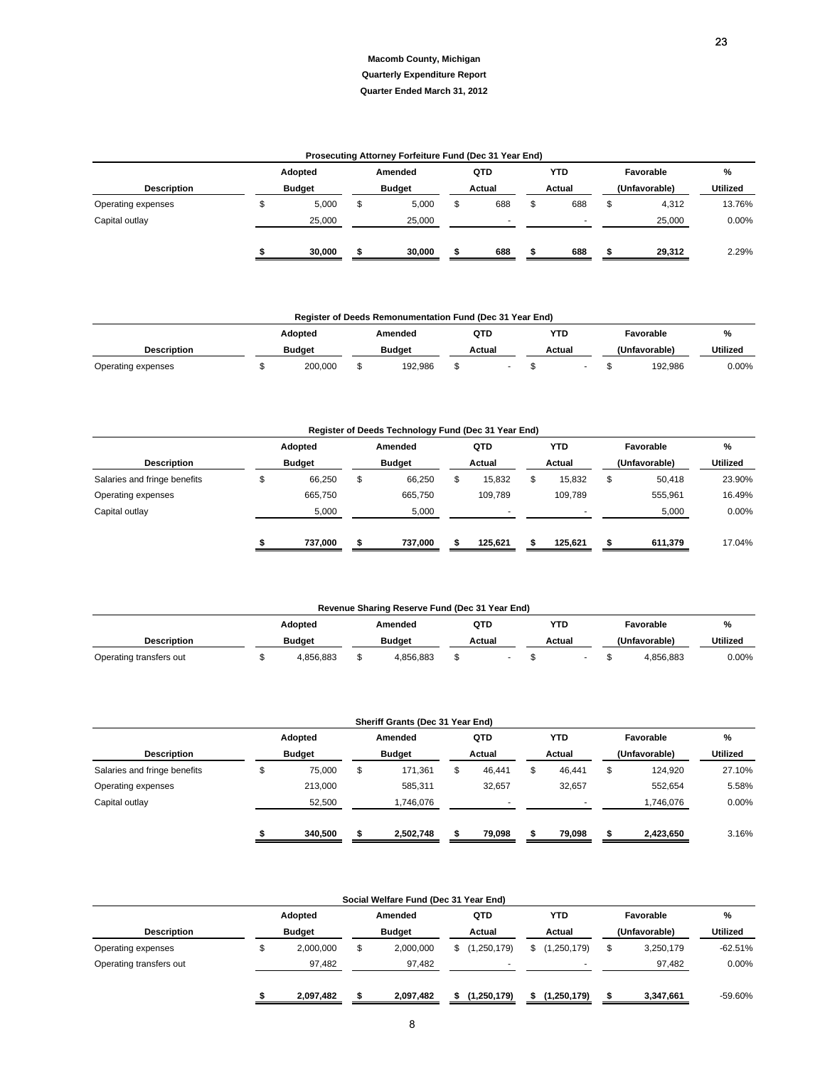**Macomb County, Michigan**

**Quarterly Expenditure Report**

**Quarter Ended March 31, 2012**

**Prosecuting Attorney Forfeiture Fund (Dec 31 Year End)**

| Description | Adopted Budget | Amended Budget | QTD Actual | YTD Actual | Favorable (Unfavorable) | % Utilized |
|---|---|---|---|---|---|---|
| Operating expenses | $ 5,000 | $ 5,000 | $ 688 | $ 688 | $ 4,312 | 13.76% |
| Capital outlay | 25,000 | 25,000 | - | - | 25,000 | 0.00% |
| | **$ 30,000** | **$ 30,000** | **$ 688** | **$ 688** | **$ 29,312** | 2.29% |

**Register of Deeds Remonumentation Fund (Dec 31 Year End)**

| Description | Adopted Budget | Amended Budget | QTD Actual | YTD Actual | Favorable (Unfavorable) | % Utilized |
|---|---|---|---|---|---|---|
| Operating expenses | $ 200,000 | $ 192,986 | $ - | $ - | $ 192,986 | 0.00% |

**Register of Deeds Technology Fund (Dec 31 Year End)**

| Description | Adopted Budget | Amended Budget | QTD Actual | YTD Actual | Favorable (Unfavorable) | % Utilized |
|---|---|---|---|---|---|---|
| Salaries and fringe benefits | $ 66,250 | $ 66,250 | $ 15,832 | $ 15,832 | $ 50,418 | 23.90% |
| Operating expenses | 665,750 | 665,750 | 109,789 | 109,789 | 555,961 | 16.49% |
| Capital outlay | 5,000 | 5,000 | - | - | 5,000 | 0.00% |
| | **$ 737,000** | **$ 737,000** | **$ 125,621** | **$ 125,621** | **$ 611,379** | 17.04% |

**Revenue Sharing Reserve Fund (Dec 31 Year End)**

| Description | Adopted Budget | Amended Budget | QTD Actual | YTD Actual | Favorable (Unfavorable) | % Utilized |
|---|---|---|---|---|---|---|
| Operating transfers out | $ 4,856,883 | $ 4,856,883 | $ - | $ - | $ 4,856,883 | 0.00% |

**Sheriff Grants (Dec 31 Year End)**

| Description | Adopted Budget | Amended Budget | QTD Actual | YTD Actual | Favorable (Unfavorable) | % Utilized |
|---|---|---|---|---|---|---|
| Salaries and fringe benefits | $ 75,000 | $ 171,361 | $ 46,441 | $ 46,441 | $ 124,920 | 27.10% |
| Operating expenses | 213,000 | 585,311 | 32,657 | 32,657 | 552,654 | 5.58% |
| Capital outlay | 52,500 | 1,746,076 | - | - | 1,746,076 | 0.00% |
| | **$ 340,500** | **$ 2,502,748** | **$ 79,098** | **$ 79,098** | **$ 2,423,650** | 3.16% |

**Social Welfare Fund (Dec 31 Year End)**

| Description | Adopted Budget | Amended Budget | QTD Actual | YTD Actual | Favorable (Unfavorable) | % Utilized |
|---|---|---|---|---|---|---|
| Operating expenses | $ 2,000,000 | $ 2,000,000 | $ (1,250,179) | $ (1,250,179) | $ 3,250,179 | -62.51% |
| Operating transfers out | 97,482 | 97,482 | - | - | 97,482 | 0.00% |
| | **$ 2,097,482** | **$ 2,097,482** | **$ (1,250,179)** | **$ (1,250,179)** | **$ 3,347,661** | -59.60% |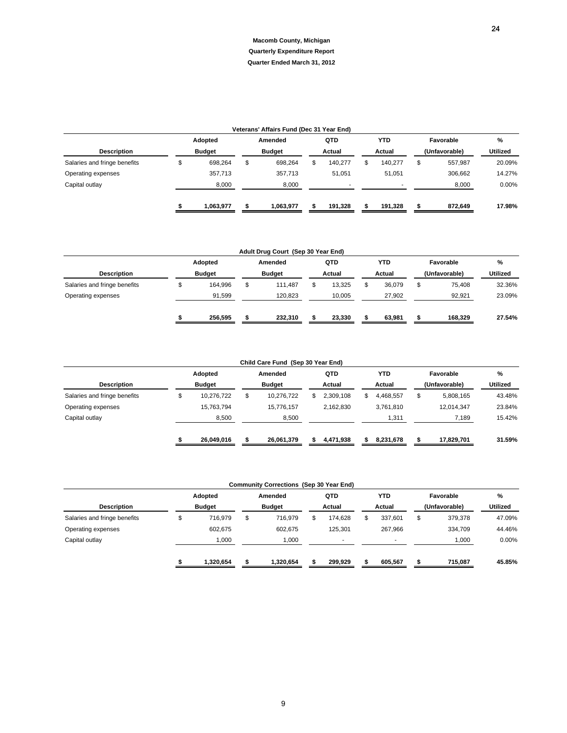**Macomb County, Michigan**

**Quarterly Expenditure Report**

**Quarter Ended March 31, 2012**

| Veterans' Affairs Fund (Dec 31 Year End) | | | | | | |
|---|---|---|---|---|---|---|
| **Description** | **Adopted Budget** | **Amended Budget** | **QTD Actual** | **YTD Actual** | **Favorable (Unfavorable)** | **% Utilized** |
| Salaries and fringe benefits | $ 698,264 | $ 698,264 | $ 140,277 | $ 140,277 | $ 557,987 | 20.09% |
| Operating expenses | 357,713 | 357,713 | 51,051 | 51,051 | 306,662 | 14.27% |
| Capital outlay | 8,000 | 8,000 | - | - | 8,000 | 0.00% |
| | **$ 1,063,977** | **$ 1,063,977** | **$ 191,328** | **$ 191,328** | **$ 872,649** | **17.98%** |

| Adult Drug Court (Sep 30 Year End) | | | | | | |
|---|---|---|---|---|---|---|
| **Description** | **Adopted Budget** | **Amended Budget** | **QTD Actual** | **YTD Actual** | **Favorable (Unfavorable)** | **% Utilized** |
| Salaries and fringe benefits | $ 164,996 | $ 111,487 | $ 13,325 | $ 36,079 | $ 75,408 | 32.36% |
| Operating expenses | 91,599 | 120,823 | 10,005 | 27,902 | 92,921 | 23.09% |
| | **$ 256,595** | **$ 232,310** | **$ 23,330** | **$ 63,981** | **$ 168,329** | **27.54%** |

| Child Care Fund (Sep 30 Year End) | | | | | | |
|---|---|---|---|---|---|---|
| **Description** | **Adopted Budget** | **Amended Budget** | **QTD Actual** | **YTD Actual** | **Favorable (Unfavorable)** | **% Utilized** |
| Salaries and fringe benefits | $ 10,276,722 | $ 10,276,722 | $ 2,309,108 | $ 4,468,557 | $ 5,808,165 | 43.48% |
| Operating expenses | 15,763,794 | 15,776,157 | 2,162,830 | 3,761,810 | 12,014,347 | 23.84% |
| Capital outlay | 8,500 | 8,500 | | 1,311 | 7,189 | 15.42% |
| | **$ 26,049,016** | **$ 26,061,379** | **$ 4,471,938** | **$ 8,231,678** | **$ 17,829,701** | **31.59%** |

| Community Corrections (Sep 30 Year End) | | | | | | |
|---|---|---|---|---|---|---|
| **Description** | **Adopted Budget** | **Amended Budget** | **QTD Actual** | **YTD Actual** | **Favorable (Unfavorable)** | **% Utilized** |
| Salaries and fringe benefits | $ 716,979 | $ 716,979 | $ 174,628 | $ 337,601 | $ 379,378 | 47.09% |
| Operating expenses | 602,675 | 602,675 | 125,301 | 267,966 | 334,709 | 44.46% |
| Capital outlay | 1,000 | 1,000 | - | - | 1,000 | 0.00% |
| | **$ 1,320,654** | **$ 1,320,654** | **$ 299,929** | **$ 605,567** | **$ 715,087** | **45.85%** |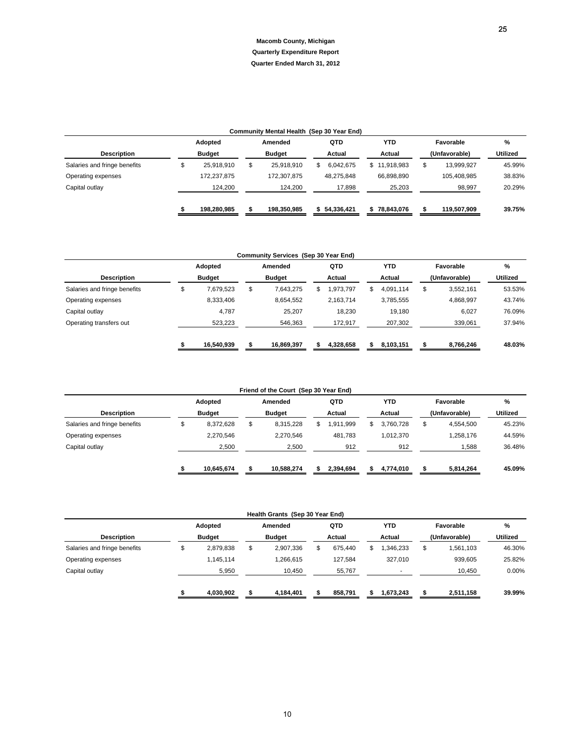**Macomb County, Michigan**

**Quarterly Expenditure Report**

**Quarter Ended March 31, 2012**

| Community Mental Health (Sep 30 Year End) | | | | | | |
|---|---|---|---|---|---|---|
| Description | Adopted Budget | Amended Budget | QTD Actual | YTD Actual | Favorable (Unfavorable) | % Utilized |
| Salaries and fringe benefits | $ 25,918,910 | $ 25,918,910 | $ 6,042,675 | $ 11,918,983 | $ 13,999,927 | 45.99% |
| Operating expenses | 172,237,875 | 172,307,875 | 48,275,848 | 66,898,890 | 105,408,985 | 38.83% |
| Capital outlay | 124,200 | 124,200 | 17,898 | 25,203 | 98,997 | 20.29% |
| | **$ 198,280,985** | **$ 198,350,985** | **$ 54,336,421** | **$ 78,843,076** | **$ 119,507,909** | **39.75%** |

| Community Services (Sep 30 Year End) | | | | | | |
|---|---|---|---|---|---|---|
| Description | Adopted Budget | Amended Budget | QTD Actual | YTD Actual | Favorable (Unfavorable) | % Utilized |
| Salaries and fringe benefits | $ 7,679,523 | $ 7,643,275 | $ 1,973,797 | $ 4,091,114 | $ 3,552,161 | 53.53% |
| Operating expenses | 8,333,406 | 8,654,552 | 2,163,714 | 3,785,555 | 4,868,997 | 43.74% |
| Capital outlay | 4,787 | 25,207 | 18,230 | 19,180 | 6,027 | 76.09% |
| Operating transfers out | 523,223 | 546,363 | 172,917 | 207,302 | 339,061 | 37.94% |
| | **$ 16,540,939** | **$ 16,869,397** | **$ 4,328,658** | **$ 8,103,151** | **$ 8,766,246** | **48.03%** |

| Friend of the Court (Sep 30 Year End) | | | | | | |
|---|---|---|---|---|---|---|
| Description | Adopted Budget | Amended Budget | QTD Actual | YTD Actual | Favorable (Unfavorable) | % Utilized |
| Salaries and fringe benefits | $ 8,372,628 | $ 8,315,228 | $ 1,911,999 | $ 3,760,728 | $ 4,554,500 | 45.23% |
| Operating expenses | 2,270,546 | 2,270,546 | 481,783 | 1,012,370 | 1,258,176 | 44.59% |
| Capital outlay | 2,500 | 2,500 | 912 | 912 | 1,588 | 36.48% |
| | **$ 10,645,674** | **$ 10,588,274** | **$ 2,394,694** | **$ 4,774,010** | **$ 5,814,264** | **45.09%** |

| Health Grants (Sep 30 Year End) | | | | | | |
|---|---|---|---|---|---|---|
| Description | Adopted Budget | Amended Budget | QTD Actual | YTD Actual | Favorable (Unfavorable) | % Utilized |
| Salaries and fringe benefits | $ 2,879,838 | $ 2,907,336 | $ 675,440 | $ 1,346,233 | $ 1,561,103 | 46.30% |
| Operating expenses | 1,145,114 | 1,266,615 | 127,584 | 327,010 | 939,605 | 25.82% |
| Capital outlay | 5,950 | 10,450 | 55,767 | - | 10,450 | 0.00% |
| | **$ 4,030,902** | **$ 4,184,401** | **$ 858,791** | **$ 1,673,243** | **$ 2,511,158** | **39.99%** |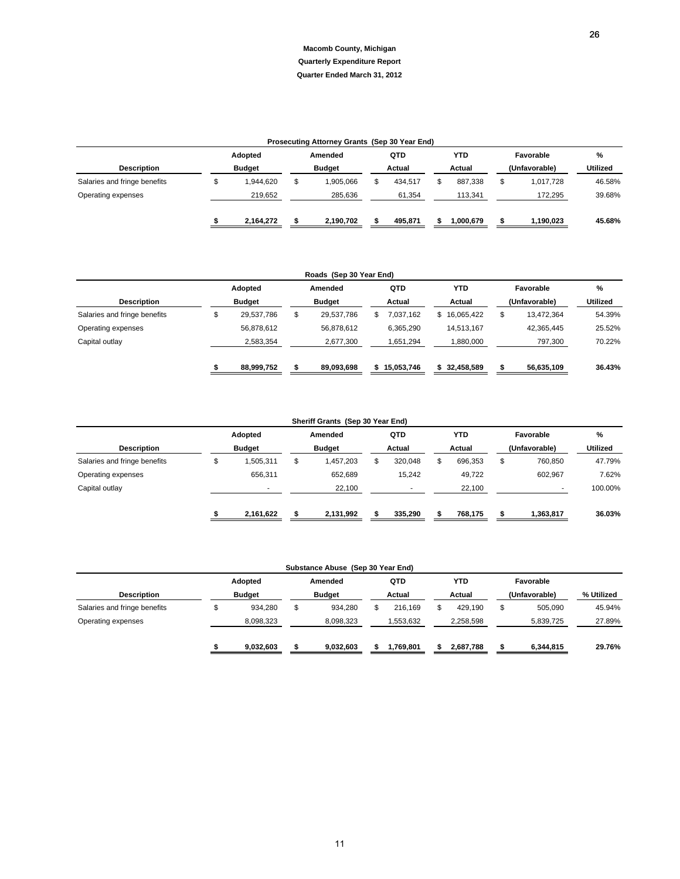**Macomb County, Michigan**

**Quarterly Expenditure Report**

**Quarter Ended March 31, 2012**

**Prosecuting Attorney Grants (Sep 30 Year End)**

| Description | Adopted Budget | Amended Budget | QTD Actual | YTD Actual | Favorable (Unfavorable) | % Utilized |
|---|---|---|---|---|---|---|
| Salaries and fringe benefits | $ 1,944,620 | $ 1,905,066 | $ 434,517 | $ 887,338 | $ 1,017,728 | 46.58% |
| Operating expenses | 219,652 | 285,636 | 61,354 | 113,341 | 172,295 | 39.68% |
| | **$ 2,164,272** | **$ 2,190,702** | **$ 495,871** | **$ 1,000,679** | **$ 1,190,023** | **45.68%** |

**Roads (Sep 30 Year End)**

| Description | Adopted Budget | Amended Budget | QTD Actual | YTD Actual | Favorable (Unfavorable) | % Utilized |
|---|---|---|---|---|---|---|
| Salaries and fringe benefits | $ 29,537,786 | $ 29,537,786 | $ 7,037,162 | $ 16,065,422 | $ 13,472,364 | 54.39% |
| Operating expenses | 56,878,612 | 56,878,612 | 6,365,290 | 14,513,167 | 42,365,445 | 25.52% |
| Capital outlay | 2,583,354 | 2,677,300 | 1,651,294 | 1,880,000 | 797,300 | 70.22% |
| | **$ 88,999,752** | **$ 89,093,698** | **$ 15,053,746** | **$ 32,458,589** | **$ 56,635,109** | **36.43%** |

**Sheriff Grants (Sep 30 Year End)**

| Description | Adopted Budget | Amended Budget | QTD Actual | YTD Actual | Favorable (Unfavorable) | % Utilized |
|---|---|---|---|---|---|---|
| Salaries and fringe benefits | $ 1,505,311 | $ 1,457,203 | $ 320,048 | $ 696,353 | $ 760,850 | 47.79% |
| Operating expenses | 656,311 | 652,689 | 15,242 | 49,722 | 602,967 | 7.62% |
| Capital outlay | - | 22,100 | - | 22,100 | - | 100.00% |
| | **$ 2,161,622** | **$ 2,131,992** | **$ 335,290** | **$ 768,175** | **$ 1,363,817** | **36.03%** |

**Substance Abuse (Sep 30 Year End)**

| Description | Adopted Budget | Amended Budget | QTD Actual | YTD Actual | Favorable (Unfavorable) | % Utilized |
|---|---|---|---|---|---|---|
| Salaries and fringe benefits | $ 934,280 | $ 934,280 | $ 216,169 | $ 429,190 | $ 505,090 | 45.94% |
| Operating expenses | 8,098,323 | 8,098,323 | 1,553,632 | 2,258,598 | 5,839,725 | 27.89% |
| | **$ 9,032,603** | **$ 9,032,603** | **$ 1,769,801** | **$ 2,687,788** | **$ 6,344,815** | **29.76%** |